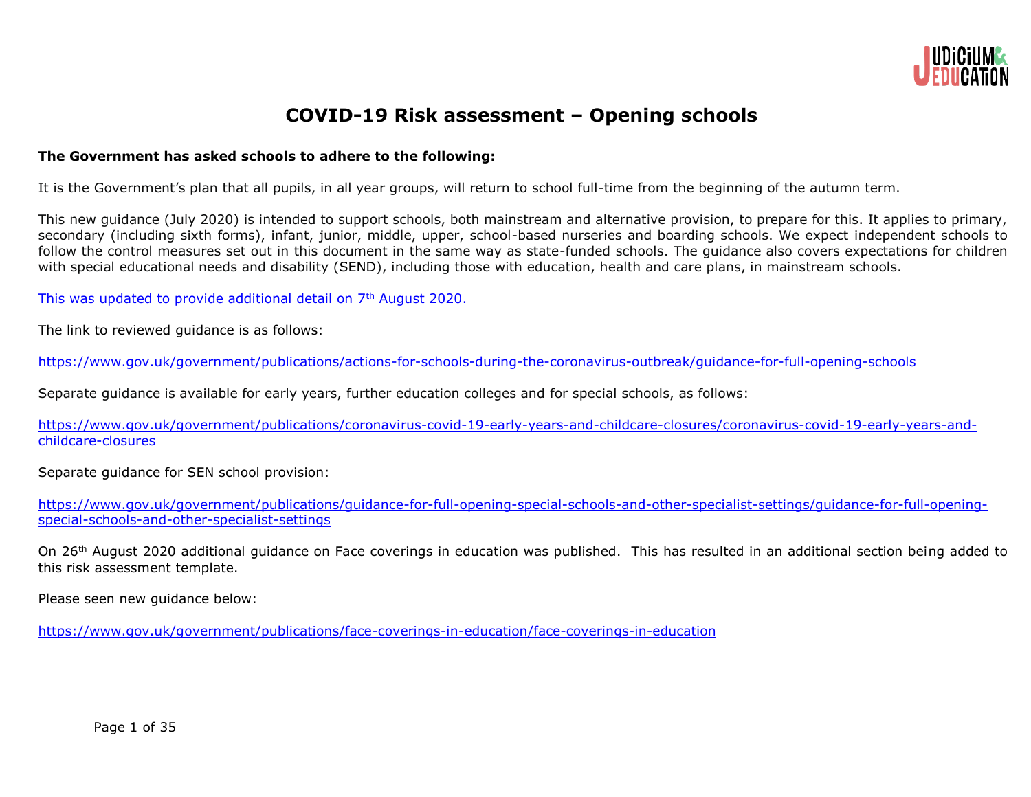# COVID-19 Risk assessment – Opening schools

**The Government has asked schools to adhere to the following:**

It is the Government's plan that all pupils, in all year groups, will return to school full-time from the beginning of the autumn term.

This new guidance (July 2020) is intended to support schools, both mainstream and alternative provision, to prepare for this. It applies to primary, secondary (including sixth forms), infant, junior, middle, upper, school-based nurseries and boarding schools. We expect independent schools to follow the control measures set out in this document in the same way as state-funded schools. The guidance also covers expectations for children with special educational needs and disability (SEND), including those with education, health and care plans, in mainstream schools.

This was updated to provide additional detail on 7th August 2020.

The link to reviewed guidance is as follows:

https://www.gov.uk/government/publications/actions-for-schools-during-the-coronavirus-outbreak/guidance-for-full-opening-schools

Separate guidance is available for early years, further education colleges and for special schools, as follows:

https://www.gov.uk/government/publications/coronavirus-covid-19-early-years-and-childcare-closures/coronavirus-covid-19-early-years-and-childcare-closures

Separate guidance for SEN school provision:

https://www.gov.uk/government/publications/guidance-for-full-opening-special-schools-and-other-specialist-settings/guidance-for-full-opening-special-schools-and-other-specialist-settings

On 26th August 2020 additional guidance on Face coverings in education was published. This has resulted in an additional section being added to this risk assessment template.

Please seen new guidance below:

https://www.gov.uk/government/publications/face-coverings-in-education/face-coverings-in-education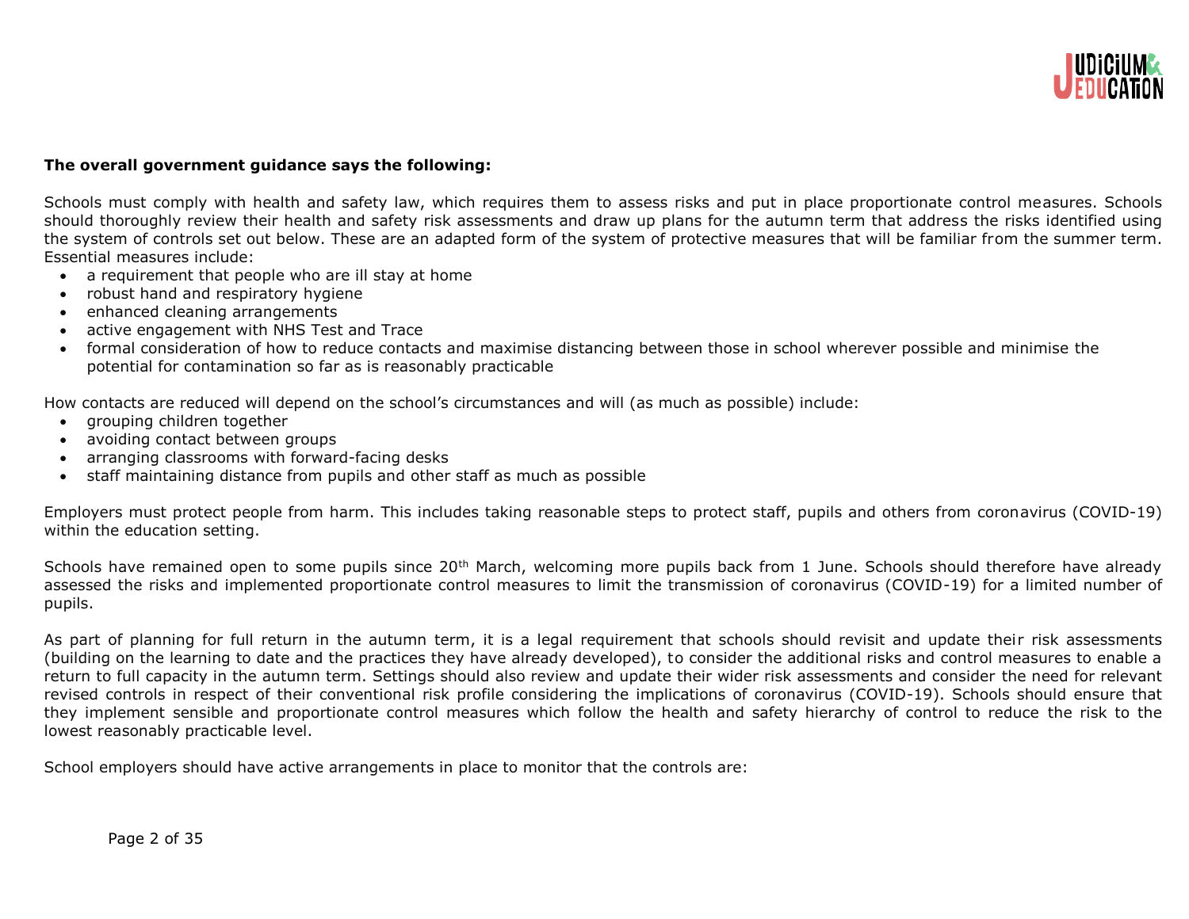**The overall government guidance says the following:**

Schools must comply with health and safety law, which requires them to assess risks and put in place proportionate control measures. Schools should thoroughly review their health and safety risk assessments and draw up plans for the autumn term that address the risks identified using the system of controls set out below. These are an adapted form of the system of protective measures that will be familiar from the summer term. Essential measures include:

- a requirement that people who are ill stay at home
- robust hand and respiratory hygiene
- enhanced cleaning arrangements
- active engagement with NHS Test and Trace
- formal consideration of how to reduce contacts and maximise distancing between those in school wherever possible and minimise the potential for contamination so far as is reasonably practicable

How contacts are reduced will depend on the school's circumstances and will (as much as possible) include:

- grouping children together
- avoiding contact between groups
- arranging classrooms with forward-facing desks
- staff maintaining distance from pupils and other staff as much as possible

Employers must protect people from harm. This includes taking reasonable steps to protect staff, pupils and others from coronavirus (COVID-19) within the education setting.

Schools have remained open to some pupils since 20th March, welcoming more pupils back from 1 June. Schools should therefore have already assessed the risks and implemented proportionate control measures to limit the transmission of coronavirus (COVID-19) for a limited number of pupils.

As part of planning for full return in the autumn term, it is a legal requirement that schools should revisit and update their risk assessments (building on the learning to date and the practices they have already developed), to consider the additional risks and control measures to enable a return to full capacity in the autumn term. Settings should also review and update their wider risk assessments and consider the need for relevant revised controls in respect of their conventional risk profile considering the implications of coronavirus (COVID-19). Schools should ensure that they implement sensible and proportionate control measures which follow the health and safety hierarchy of control to reduce the risk to the lowest reasonably practicable level.

School employers should have active arrangements in place to monitor that the controls are: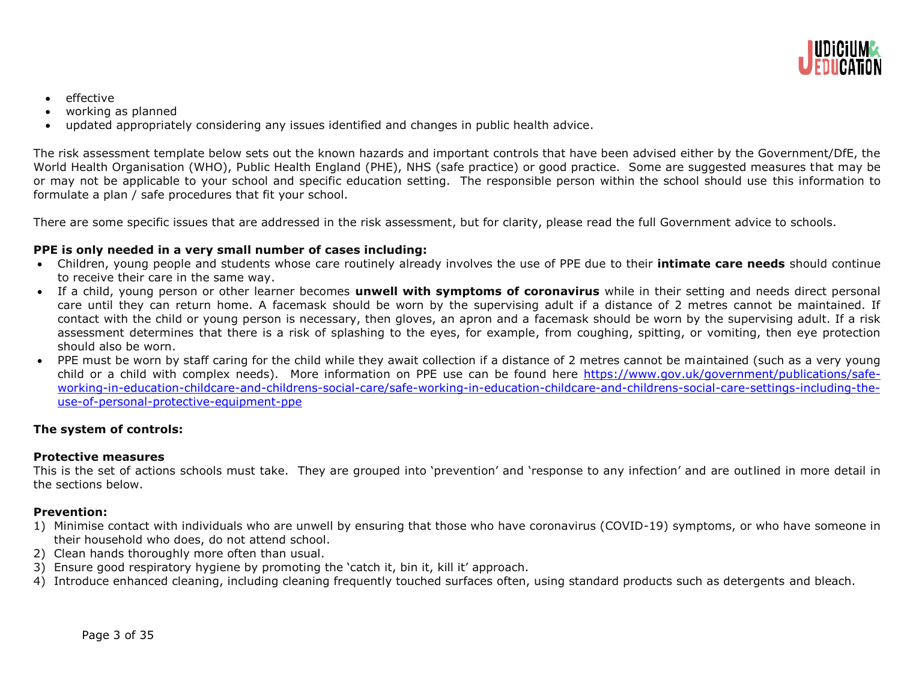- effective
- working as planned
- updated appropriately considering any issues identified and changes in public health advice.

The risk assessment template below sets out the known hazards and important controls that have been advised either by the Government/DfE, the World Health Organisation (WHO), Public Health England (PHE), NHS (safe practice) or good practice. Some are suggested measures that may be or may not be applicable to your school and specific education setting. The responsible person within the school should use this information to formulate a plan / safe procedures that fit your school.

There are some specific issues that are addressed in the risk assessment, but for clarity, please read the full Government advice to schools.

**PPE is only needed in a very small number of cases including:**

- Children, young people and students whose care routinely already involves the use of PPE due to their **intimate care needs** should continue to receive their care in the same way.
- If a child, young person or other learner becomes **unwell with symptoms of coronavirus** while in their setting and needs direct personal care until they can return home. A facemask should be worn by the supervising adult if a distance of 2 metres cannot be maintained. If contact with the child or young person is necessary, then gloves, an apron and a facemask should be worn by the supervising adult. If a risk assessment determines that there is a risk of splashing to the eyes, for example, from coughing, spitting, or vomiting, then eye protection should also be worn.
- PPE must be worn by staff caring for the child while they await collection if a distance of 2 metres cannot be maintained (such as a very young child or a child with complex needs). More information on PPE use can be found here [https://www.gov.uk/government/publications/safe-working-in-education-childcare-and-childrens-social-care/safe-working-in-education-childcare-and-childrens-social-care-settings-including-the-use-of-personal-protective-equipment-ppe](https://www.gov.uk/government/publications/safe-working-in-education-childcare-and-childrens-social-care/safe-working-in-education-childcare-and-childrens-social-care-settings-including-the-use-of-personal-protective-equipment-ppe)

**The system of controls:**

**Protective measures**

This is the set of actions schools must take. They are grouped into 'prevention' and 'response to any infection' and are outlined in more detail in the sections below.

**Prevention:**

1) Minimise contact with individuals who are unwell by ensuring that those who have coronavirus (COVID-19) symptoms, or who have someone in their household who does, do not attend school.
2) Clean hands thoroughly more often than usual.
3) Ensure good respiratory hygiene by promoting the 'catch it, bin it, kill it' approach.
4) Introduce enhanced cleaning, including cleaning frequently touched surfaces often, using standard products such as detergents and bleach.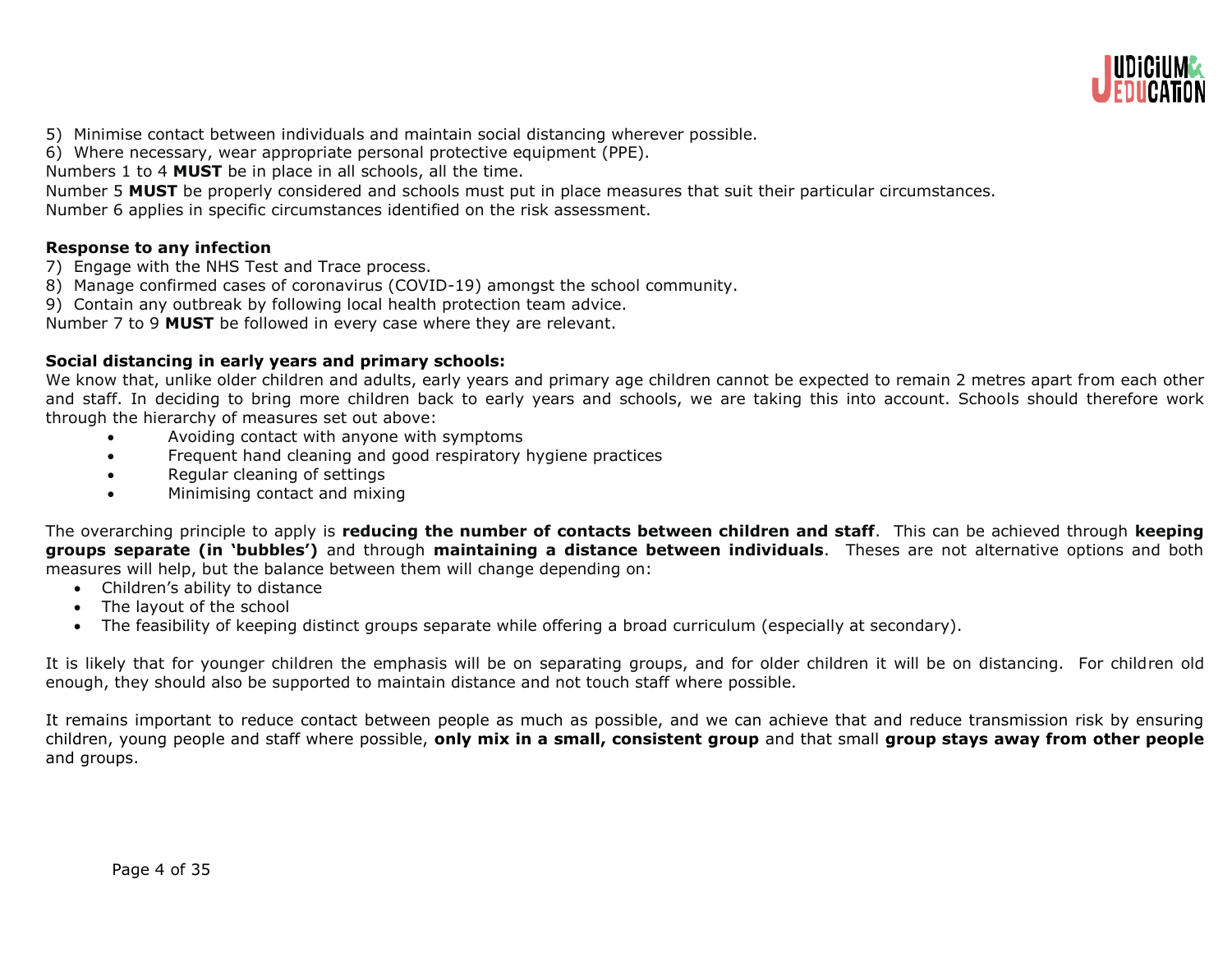5) Minimise contact between individuals and maintain social distancing wherever possible.
6) Where necessary, wear appropriate personal protective equipment (PPE).

Numbers 1 to 4 **MUST** be in place in all schools, all the time.
Number 5 **MUST** be properly considered and schools must put in place measures that suit their particular circumstances.
Number 6 applies in specific circumstances identified on the risk assessment.

**Response to any infection**

7) Engage with the NHS Test and Trace process.
8) Manage confirmed cases of coronavirus (COVID-19) amongst the school community.
9) Contain any outbreak by following local health protection team advice.

Number 7 to 9 **MUST** be followed in every case where they are relevant.

**Social distancing in early years and primary schools:**

We know that, unlike older children and adults, early years and primary age children cannot be expected to remain 2 metres apart from each other and staff. In deciding to bring more children back to early years and schools, we are taking this into account. Schools should therefore work through the hierarchy of measures set out above:

- Avoiding contact with anyone with symptoms
- Frequent hand cleaning and good respiratory hygiene practices
- Regular cleaning of settings
- Minimising contact and mixing

The overarching principle to apply is **reducing the number of contacts between children and staff**. This can be achieved through **keeping groups separate (in 'bubbles')** and through **maintaining a distance between individuals**. Theses are not alternative options and both measures will help, but the balance between them will change depending on:

- Children's ability to distance
- The layout of the school
- The feasibility of keeping distinct groups separate while offering a broad curriculum (especially at secondary).

It is likely that for younger children the emphasis will be on separating groups, and for older children it will be on distancing. For children old enough, they should also be supported to maintain distance and not touch staff where possible.

It remains important to reduce contact between people as much as possible, and we can achieve that and reduce transmission risk by ensuring children, young people and staff where possible, **only mix in a small, consistent group** and that small **group stays away from other people** and groups.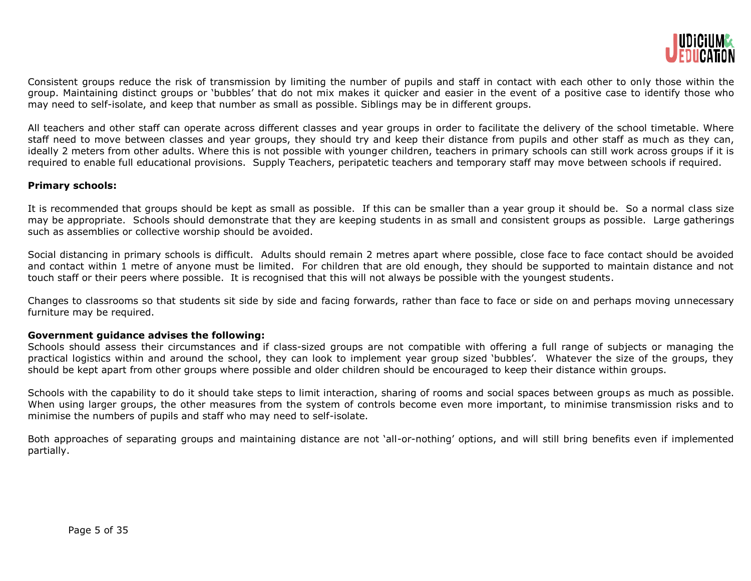Consistent groups reduce the risk of transmission by limiting the number of pupils and staff in contact with each other to only those within the group. Maintaining distinct groups or 'bubbles' that do not mix makes it quicker and easier in the event of a positive case to identify those who may need to self-isolate, and keep that number as small as possible. Siblings may be in different groups.

All teachers and other staff can operate across different classes and year groups in order to facilitate the delivery of the school timetable. Where staff need to move between classes and year groups, they should try and keep their distance from pupils and other staff as much as they can, ideally 2 meters from other adults. Where this is not possible with younger children, teachers in primary schools can still work across groups if it is required to enable full educational provisions. Supply Teachers, peripatetic teachers and temporary staff may move between schools if required.

**Primary schools:**

It is recommended that groups should be kept as small as possible. If this can be smaller than a year group it should be. So a normal class size may be appropriate. Schools should demonstrate that they are keeping students in as small and consistent groups as possible. Large gatherings such as assemblies or collective worship should be avoided.

Social distancing in primary schools is difficult. Adults should remain 2 metres apart where possible, close face to face contact should be avoided and contact within 1 metre of anyone must be limited. For children that are old enough, they should be supported to maintain distance and not touch staff or their peers where possible. It is recognised that this will not always be possible with the youngest students.

Changes to classrooms so that students sit side by side and facing forwards, rather than face to face or side on and perhaps moving unnecessary furniture may be required.

**Government guidance advises the following:**

Schools should assess their circumstances and if class-sized groups are not compatible with offering a full range of subjects or managing the practical logistics within and around the school, they can look to implement year group sized 'bubbles'. Whatever the size of the groups, they should be kept apart from other groups where possible and older children should be encouraged to keep their distance within groups.

Schools with the capability to do it should take steps to limit interaction, sharing of rooms and social spaces between groups as much as possible. When using larger groups, the other measures from the system of controls become even more important, to minimise transmission risks and to minimise the numbers of pupils and staff who may need to self-isolate.

Both approaches of separating groups and maintaining distance are not 'all-or-nothing' options, and will still bring benefits even if implemented partially.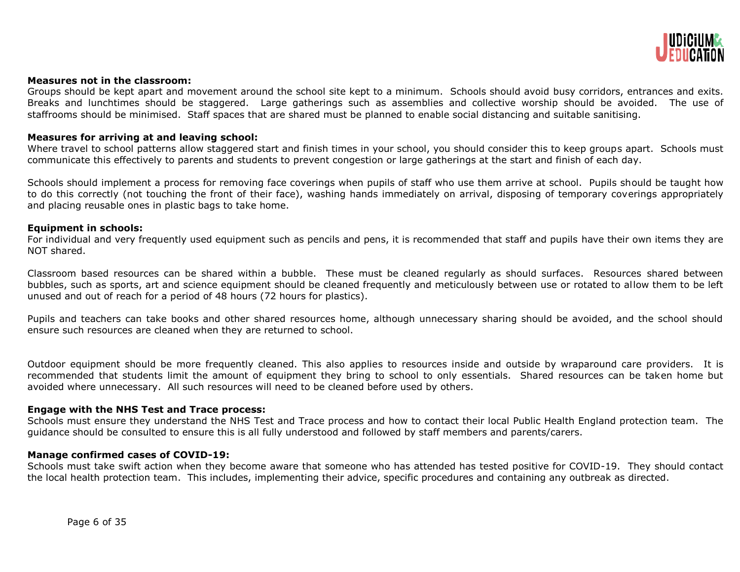**Measures not in the classroom:**
Groups should be kept apart and movement around the school site kept to a minimum. Schools should avoid busy corridors, entrances and exits. Breaks and lunchtimes should be staggered. Large gatherings such as assemblies and collective worship should be avoided. The use of staffrooms should be minimised. Staff spaces that are shared must be planned to enable social distancing and suitable sanitising.

**Measures for arriving at and leaving school:**
Where travel to school patterns allow staggered start and finish times in your school, you should consider this to keep groups apart. Schools must communicate this effectively to parents and students to prevent congestion or large gatherings at the start and finish of each day.

Schools should implement a process for removing face coverings when pupils of staff who use them arrive at school. Pupils should be taught how to do this correctly (not touching the front of their face), washing hands immediately on arrival, disposing of temporary coverings appropriately and placing reusable ones in plastic bags to take home.

**Equipment in schools:**
For individual and very frequently used equipment such as pencils and pens, it is recommended that staff and pupils have their own items they are NOT shared.

Classroom based resources can be shared within a bubble. These must be cleaned regularly as should surfaces. Resources shared between bubbles, such as sports, art and science equipment should be cleaned frequently and meticulously between use or rotated to allow them to be left unused and out of reach for a period of 48 hours (72 hours for plastics).

Pupils and teachers can take books and other shared resources home, although unnecessary sharing should be avoided, and the school should ensure such resources are cleaned when they are returned to school.

Outdoor equipment should be more frequently cleaned. This also applies to resources inside and outside by wraparound care providers. It is recommended that students limit the amount of equipment they bring to school to only essentials. Shared resources can be taken home but avoided where unnecessary. All such resources will need to be cleaned before used by others.

**Engage with the NHS Test and Trace process:**
Schools must ensure they understand the NHS Test and Trace process and how to contact their local Public Health England protection team. The guidance should be consulted to ensure this is all fully understood and followed by staff members and parents/carers.

**Manage confirmed cases of COVID-19:**
Schools must take swift action when they become aware that someone who has attended has tested positive for COVID-19. They should contact the local health protection team. This includes, implementing their advice, specific procedures and containing any outbreak as directed.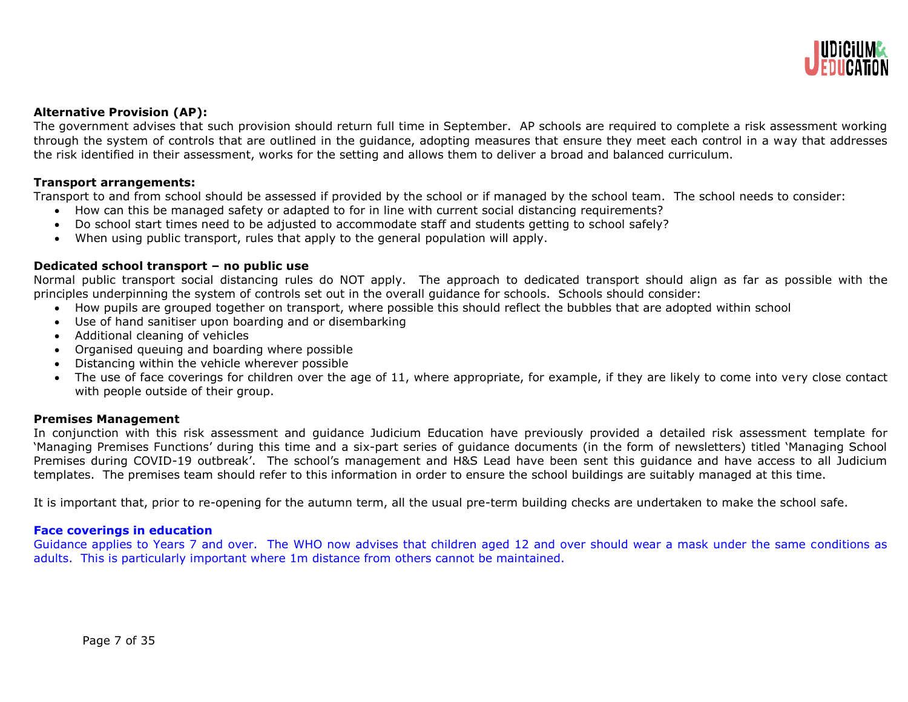**Alternative Provision (AP):**

The government advises that such provision should return full time in September. AP schools are required to complete a risk assessment working through the system of controls that are outlined in the guidance, adopting measures that ensure they meet each control in a way that addresses the risk identified in their assessment, works for the setting and allows them to deliver a broad and balanced curriculum.

**Transport arrangements:**

Transport to and from school should be assessed if provided by the school or if managed by the school team. The school needs to consider:

- How can this be managed safety or adapted to for in line with current social distancing requirements?
- Do school start times need to be adjusted to accommodate staff and students getting to school safely?
- When using public transport, rules that apply to the general population will apply.

**Dedicated school transport – no public use**

Normal public transport social distancing rules do NOT apply. The approach to dedicated transport should align as far as possible with the principles underpinning the system of controls set out in the overall guidance for schools. Schools should consider:

- How pupils are grouped together on transport, where possible this should reflect the bubbles that are adopted within school
- Use of hand sanitiser upon boarding and or disembarking
- Additional cleaning of vehicles
- Organised queuing and boarding where possible
- Distancing within the vehicle wherever possible
- The use of face coverings for children over the age of 11, where appropriate, for example, if they are likely to come into very close contact with people outside of their group.

**Premises Management**

In conjunction with this risk assessment and guidance Judicium Education have previously provided a detailed risk assessment template for 'Managing Premises Functions' during this time and a six-part series of guidance documents (in the form of newsletters) titled 'Managing School Premises during COVID-19 outbreak'. The school's management and H&S Lead have been sent this guidance and have access to all Judicium templates. The premises team should refer to this information in order to ensure the school buildings are suitably managed at this time.

It is important that, prior to re-opening for the autumn term, all the usual pre-term building checks are undertaken to make the school safe.

**Face coverings in education**

Guidance applies to Years 7 and over. The WHO now advises that children aged 12 and over should wear a mask under the same conditions as adults. This is particularly important where 1m distance from others cannot be maintained.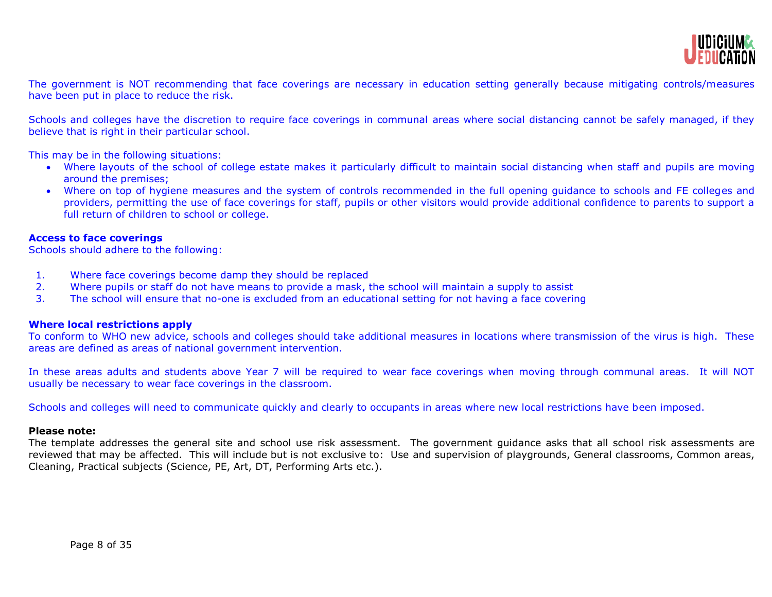The government is NOT recommending that face coverings are necessary in education setting generally because mitigating controls/measures have been put in place to reduce the risk.

Schools and colleges have the discretion to require face coverings in communal areas where social distancing cannot be safely managed, if they believe that is right in their particular school.

This may be in the following situations:

- Where layouts of the school of college estate makes it particularly difficult to maintain social distancing when staff and pupils are moving around the premises;
- Where on top of hygiene measures and the system of controls recommended in the full opening guidance to schools and FE colleges and providers, permitting the use of face coverings for staff, pupils or other visitors would provide additional confidence to parents to support a full return of children to school or college.

**Access to face coverings**
Schools should adhere to the following:

1. Where face coverings become damp they should be replaced
2. Where pupils or staff do not have means to provide a mask, the school will maintain a supply to assist
3. The school will ensure that no-one is excluded from an educational setting for not having a face covering

**Where local restrictions apply**
To conform to WHO new advice, schools and colleges should take additional measures in locations where transmission of the virus is high. These areas are defined as areas of national government intervention.

In these areas adults and students above Year 7 will be required to wear face coverings when moving through communal areas. It will NOT usually be necessary to wear face coverings in the classroom.

Schools and colleges will need to communicate quickly and clearly to occupants in areas where new local restrictions have been imposed.

**Please note:**
The template addresses the general site and school use risk assessment. The government guidance asks that all school risk assessments are reviewed that may be affected. This will include but is not exclusive to: Use and supervision of playgrounds, General classrooms, Common areas, Cleaning, Practical subjects (Science, PE, Art, DT, Performing Arts etc.).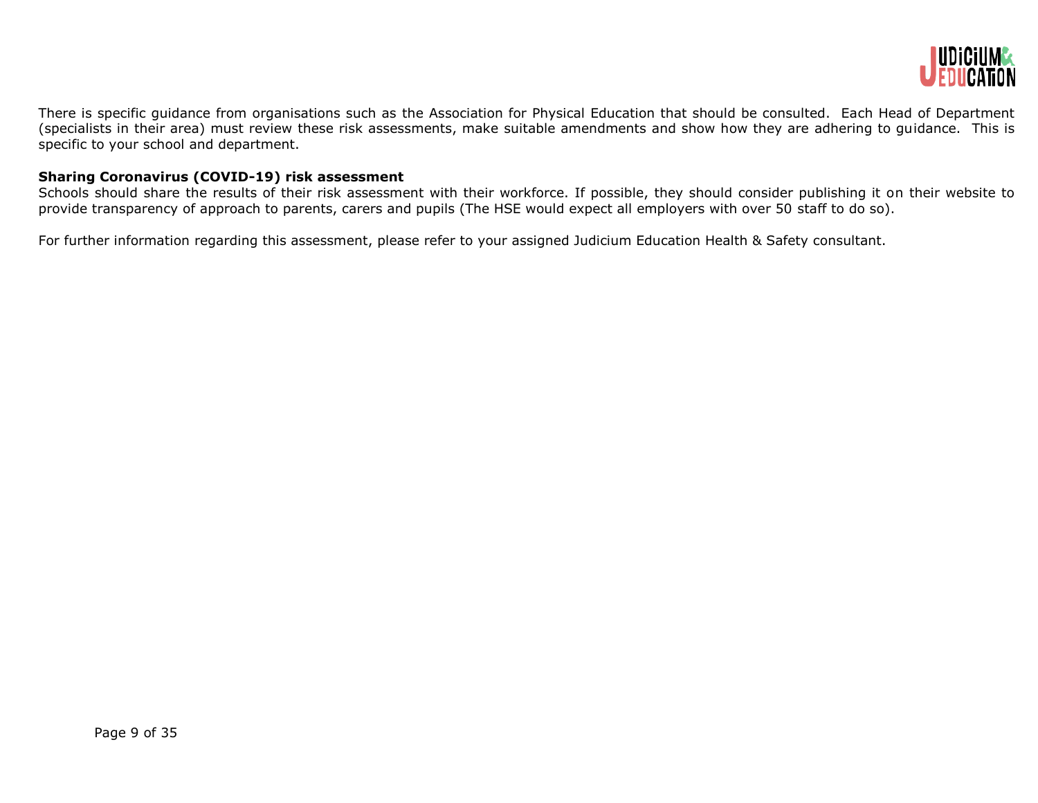There is specific guidance from organisations such as the Association for Physical Education that should be consulted. Each Head of Department (specialists in their area) must review these risk assessments, make suitable amendments and show how they are adhering to guidance. This is specific to your school and department.

**Sharing Coronavirus (COVID-19) risk assessment**

Schools should share the results of their risk assessment with their workforce. If possible, they should consider publishing it on their website to provide transparency of approach to parents, carers and pupils (The HSE would expect all employers with over 50 staff to do so).

For further information regarding this assessment, please refer to your assigned Judicium Education Health & Safety consultant.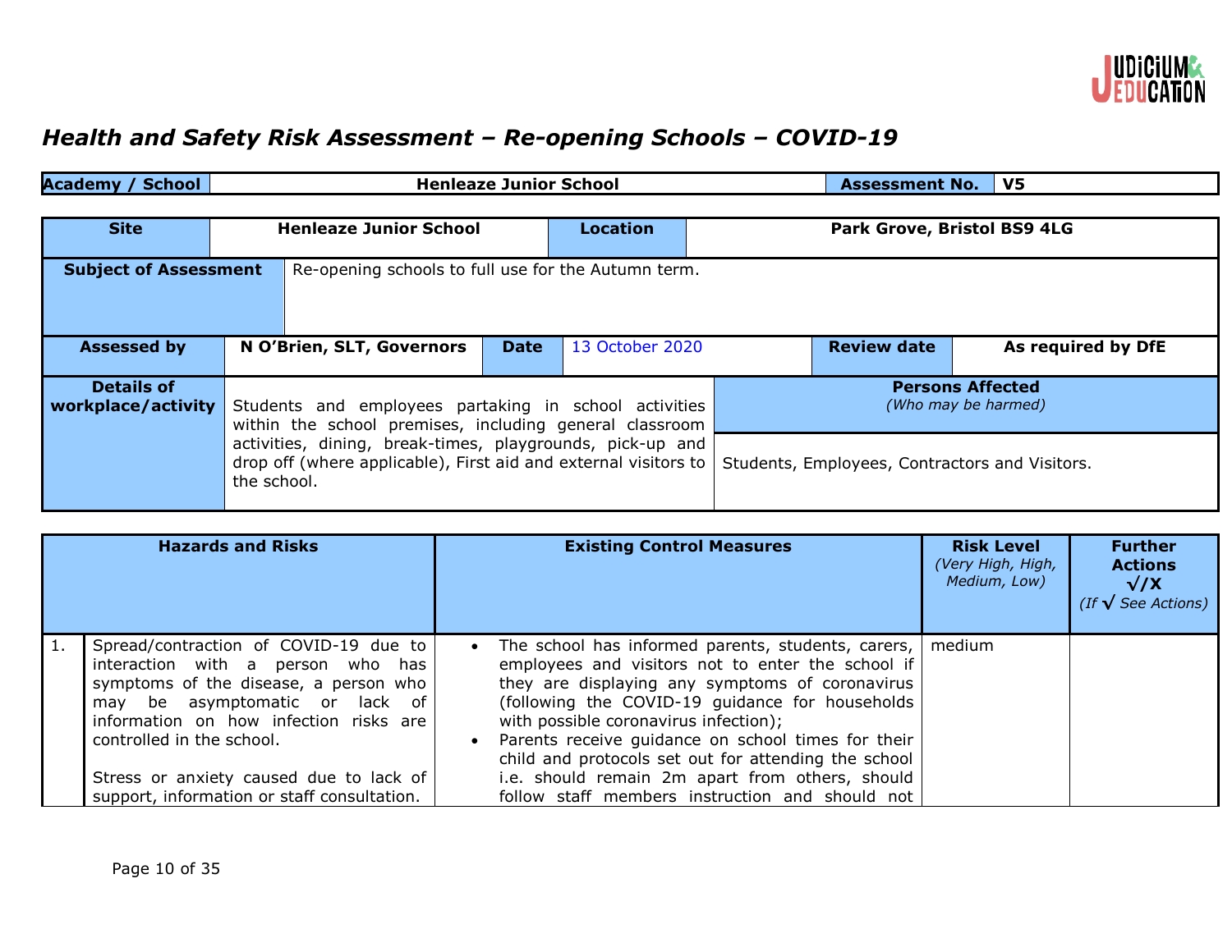## Health and Safety Risk Assessment – Re-opening Schools – COVID-19

| Academy / School | Henleaze Junior School | Assessment No. | V5 |
|---|---|---|---|

| Site | Henleaze Junior School | Location | Park Grove, Bristol BS9 4LG |
|---|---|---|---|
| **Subject of Assessment** | Re-opening schools to full use for the Autumn term. | | |

| Assessed by | N O'Brien, SLT, Governors | Date | 13 October 2020 | Review date | As required by DfE |
|---|---|---|---|---|---|

| Details of workplace/activity | | Persons Affected *(Who may be harmed)* |
|---|---|---|
| | Students and employees partaking in school activities within the school premises, including general classroom activities, dining, break-times, playgrounds, pick-up and drop off (where applicable), First aid and external visitors to the school. | Students, Employees, Contractors and Visitors. |

| | Hazards and Risks | Existing Control Measures | Risk Level *(Very High, High, Medium, Low)* | Further Actions √/X *(If √ See Actions)* |
|---|---|---|---|---|
| 1. | Spread/contraction of COVID-19 due to interaction with a person who has symptoms of the disease, a person who may be asymptomatic or lack of information on how infection risks are controlled in the school.<br><br>Stress or anxiety caused due to lack of support, information or staff consultation. | • The school has informed parents, students, carers, employees and visitors not to enter the school if they are displaying any symptoms of coronavirus (following the COVID-19 guidance for households with possible coronavirus infection);<br>• Parents receive guidance on school times for their child and protocols set out for attending the school i.e. should remain 2m apart from others, should follow staff members instruction and should not | medium | |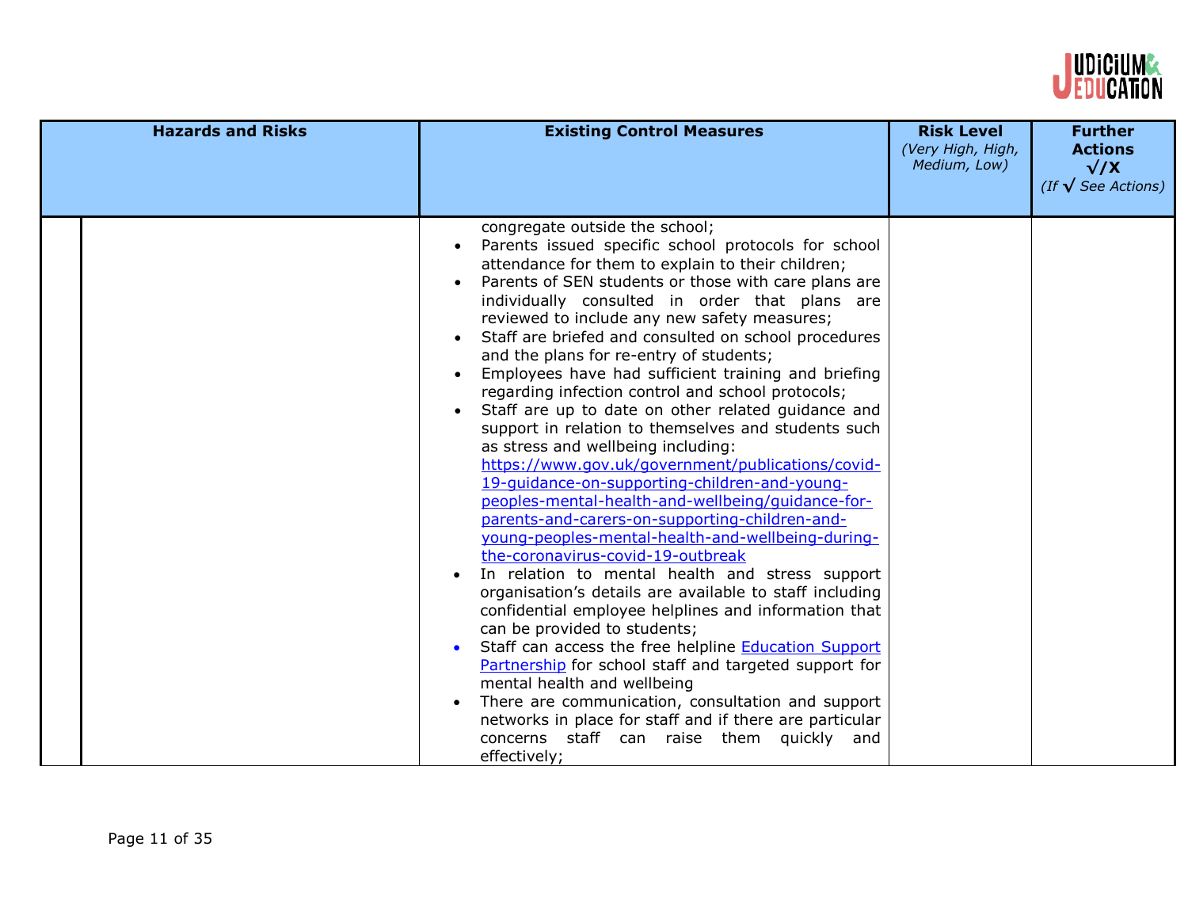| Hazards and Risks | Existing Control Measures | Risk Level (Very High, High, Medium, Low) | Further Actions √/X (If √ See Actions) |
|---|---|---|---|
| | congregate outside the school;<br>• Parents issued specific school protocols for school attendance for them to explain to their children;<br>• Parents of SEN students or those with care plans are individually consulted in order that plans are reviewed to include any new safety measures;<br>• Staff are briefed and consulted on school procedures and the plans for re-entry of students;<br>• Employees have had sufficient training and briefing regarding infection control and school protocols;<br>• Staff are up to date on other related guidance and support in relation to themselves and students such as stress and wellbeing including: [https://www.gov.uk/government/publications/covid-19-guidance-on-supporting-children-and-young-peoples-mental-health-and-wellbeing/guidance-for-parents-and-carers-on-supporting-children-and-young-peoples-mental-health-and-wellbeing-during-the-coronavirus-covid-19-outbreak](https://www.gov.uk/government/publications/covid-19-guidance-on-supporting-children-and-young-peoples-mental-health-and-wellbeing/guidance-for-parents-and-carers-on-supporting-children-and-young-peoples-mental-health-and-wellbeing-during-the-coronavirus-covid-19-outbreak)<br>• In relation to mental health and stress support organisation's details are available to staff including confidential employee helplines and information that can be provided to students;<br>• Staff can access the free helpline Education Support Partnership for school staff and targeted support for mental health and wellbeing<br>• There are communication, consultation and support networks in place for staff and if there are particular concerns staff can raise them quickly and effectively; | | |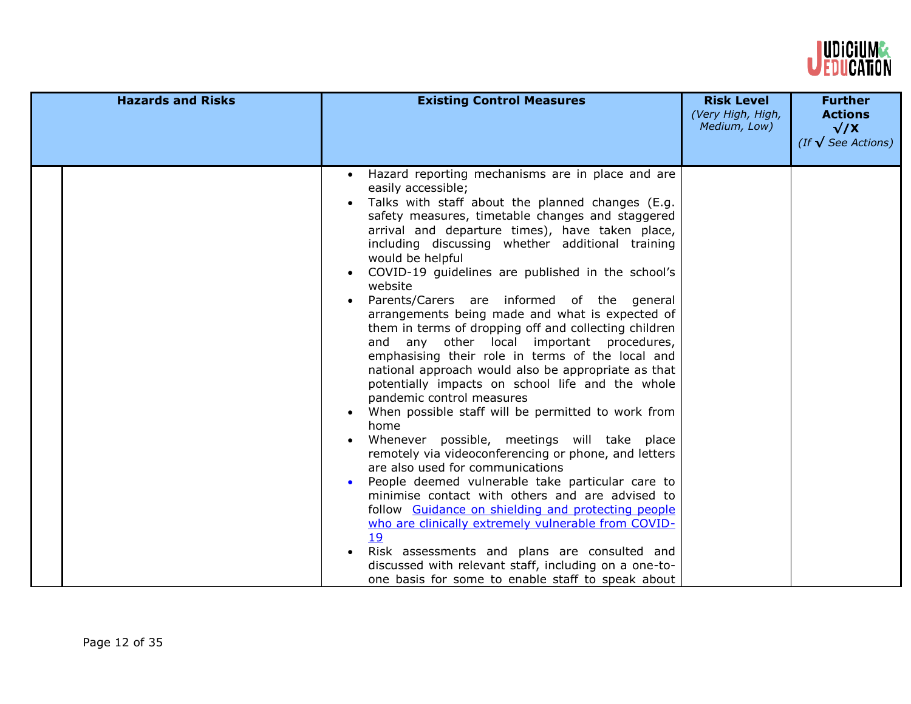| Hazards and Risks | Existing Control Measures | Risk Level *(Very High, High, Medium, Low)* | Further Actions √/X *(If √ See Actions)* |
|---|---|---|---|
| | • Hazard reporting mechanisms are in place and are easily accessible;<br>• Talks with staff about the planned changes (E.g. safety measures, timetable changes and staggered arrival and departure times), have taken place, including discussing whether additional training would be helpful<br>• COVID-19 guidelines are published in the school's website<br>• Parents/Carers are informed of the general arrangements being made and what is expected of them in terms of dropping off and collecting children and any other local important procedures, emphasising their role in terms of the local and national approach would also be appropriate as that potentially impacts on school life and the whole pandemic control measures<br>• When possible staff will be permitted to work from home<br>• Whenever possible, meetings will take place remotely via videoconferencing or phone, and letters are also used for communications<br>• People deemed vulnerable take particular care to minimise contact with others and are advised to follow [Guidance on shielding and protecting people who are clinically extremely vulnerable from COVID-19]<br>• Risk assessments and plans are consulted and discussed with relevant staff, including on a one-to-one basis for some to enable staff to speak about | | |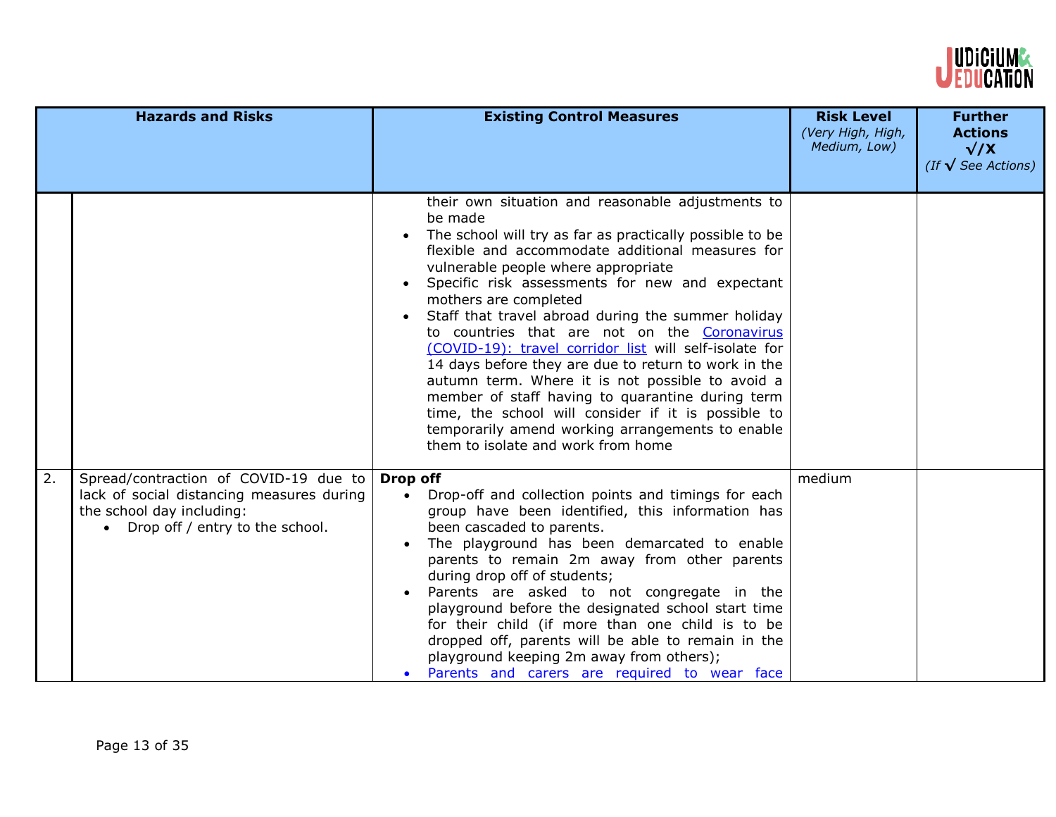| | Hazards and Risks | Existing Control Measures | Risk Level *(Very High, High, Medium, Low)* | Further Actions √/X *(If √ See Actions)* |
|---|---|---|---|---|
| | | their own situation and reasonable adjustments to be made<br>• The school will try as far as practically possible to be flexible and accommodate additional measures for vulnerable people where appropriate<br>• Specific risk assessments for new and expectant mothers are completed<br>• Staff that travel abroad during the summer holiday to countries that are not on the [Coronavirus (COVID-19): travel corridor list]() will self-isolate for 14 days before they are due to return to work in the autumn term. Where it is not possible to avoid a member of staff having to quarantine during term time, the school will consider if it is possible to temporarily amend working arrangements to enable them to isolate and work from home | | |
| 2. | Spread/contraction of COVID-19 due to lack of social distancing measures during the school day including:<br>• Drop off / entry to the school. | **Drop off**<br>• Drop-off and collection points and timings for each group have been identified, this information has been cascaded to parents.<br>• The playground has been demarcated to enable parents to remain 2m away from other parents during drop off of students;<br>• Parents are asked to not congregate in the playground before the designated school start time for their child (if more than one child is to be dropped off, parents will be able to remain in the playground keeping 2m away from others);<br>• Parents and carers are required to wear face | medium | |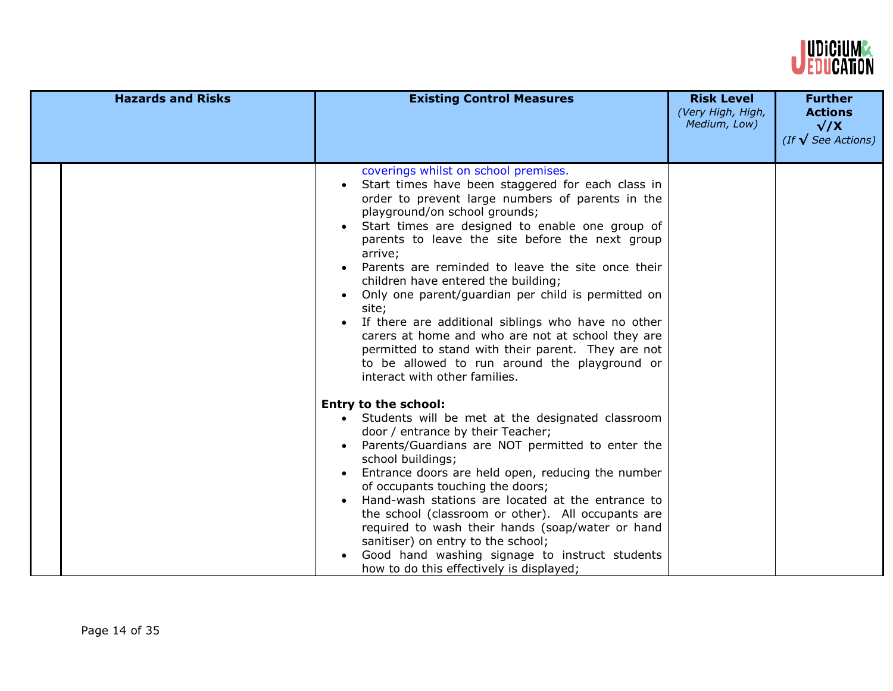| Hazards and Risks | Existing Control Measures | Risk Level *(Very High, High, Medium, Low)* | Further Actions √/X *(If √ See Actions)* |
|---|---|---|---|
| | coverings whilst on school premises.<br>• Start times have been staggered for each class in order to prevent large numbers of parents in the playground/on school grounds;<br>• Start times are designed to enable one group of parents to leave the site before the next group arrive;<br>• Parents are reminded to leave the site once their children have entered the building;<br>• Only one parent/guardian per child is permitted on site;<br>• If there are additional siblings who have no other carers at home and who are not at school they are permitted to stand with their parent. They are not to be allowed to run around the playground or interact with other families.<br><br>**Entry to the school:**<br>• Students will be met at the designated classroom door / entrance by their Teacher;<br>• Parents/Guardians are NOT permitted to enter the school buildings;<br>• Entrance doors are held open, reducing the number of occupants touching the doors;<br>• Hand-wash stations are located at the entrance to the school (classroom or other). All occupants are required to wash their hands (soap/water or hand sanitiser) on entry to the school;<br>• Good hand washing signage to instruct students how to do this effectively is displayed; | | |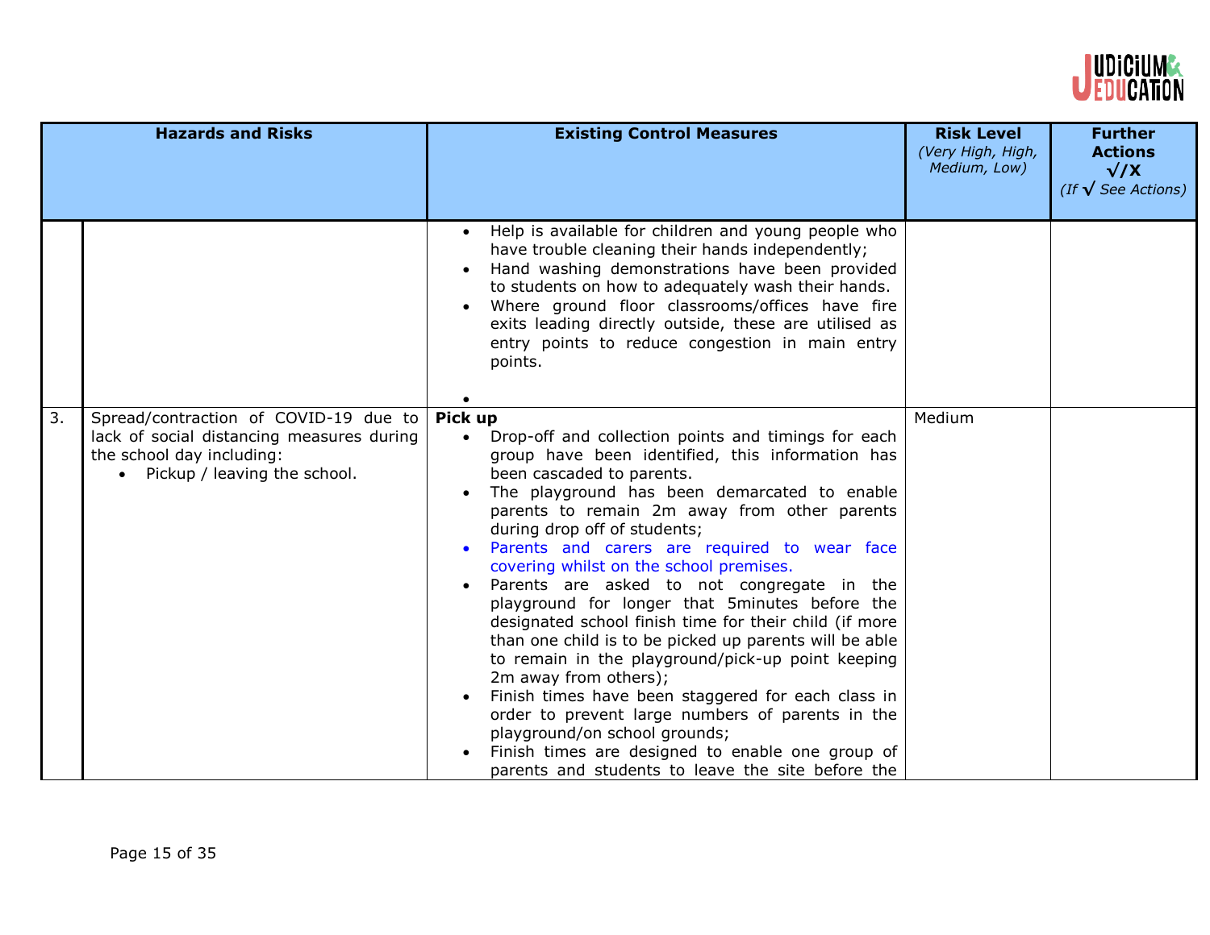| | Hazards and Risks | Existing Control Measures | Risk Level *(Very High, High, Medium, Low)* | Further Actions √/X *(If √ See Actions)* |
|---|---|---|---|---|
| | | • Help is available for children and young people who have trouble cleaning their hands independently;<br>• Hand washing demonstrations have been provided to students on how to adequately wash their hands.<br>• Where ground floor classrooms/offices have fire exits leading directly outside, these are utilised as entry points to reduce congestion in main entry points.<br>• | | |
| 3. | Spread/contraction of COVID-19 due to lack of social distancing measures during the school day including:<br>• Pickup / leaving the school. | **Pick up**<br>• Drop-off and collection points and timings for each group have been identified, this information has been cascaded to parents.<br>• The playground has been demarcated to enable parents to remain 2m away from other parents during drop off of students;<br>• Parents and carers are required to wear face covering whilst on the school premises.<br>• Parents are asked to not congregate in the playground for longer that 5minutes before the designated school finish time for their child (if more than one child is to be picked up parents will be able to remain in the playground/pick-up point keeping 2m away from others);<br>• Finish times have been staggered for each class in order to prevent large numbers of parents in the playground/on school grounds;<br>• Finish times are designed to enable one group of parents and students to leave the site before the | Medium | |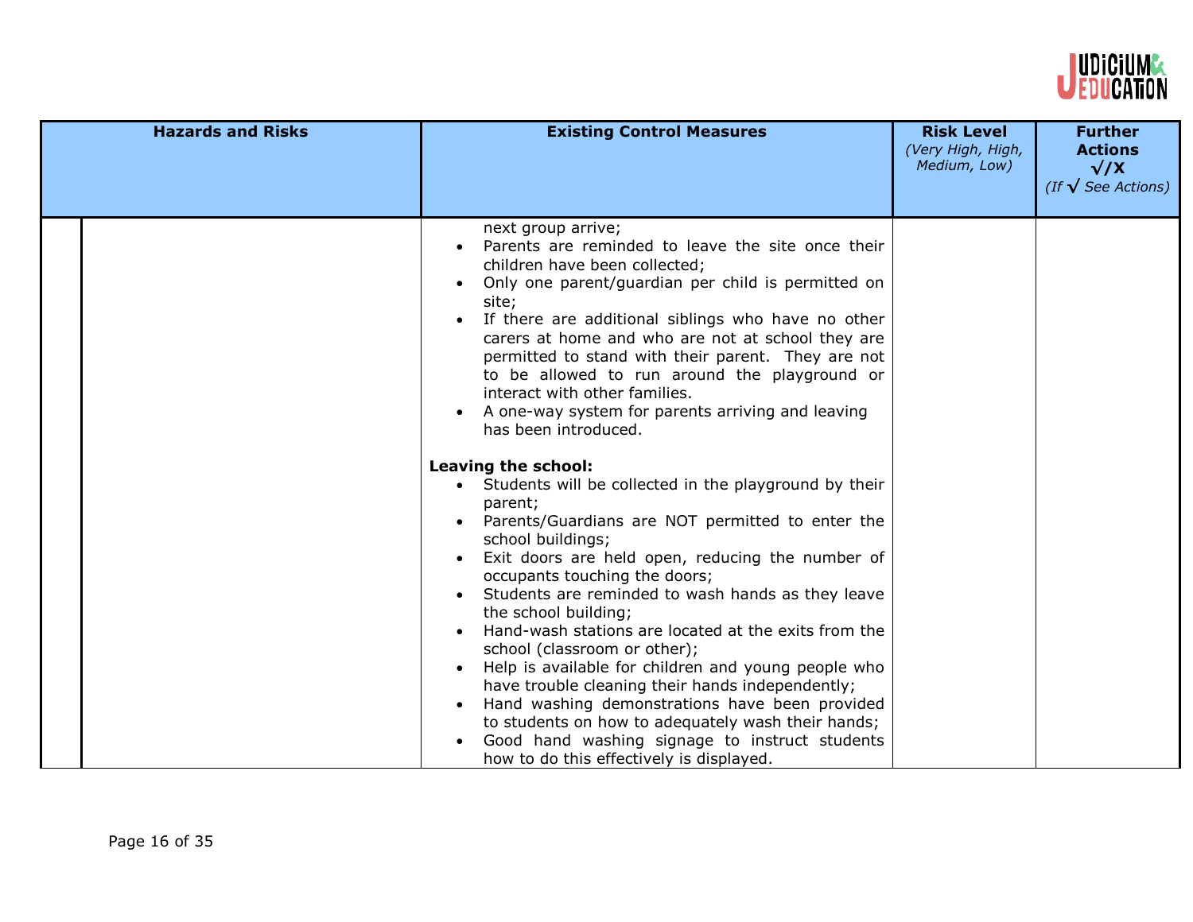| Hazards and Risks | Existing Control Measures | Risk Level *(Very High, High, Medium, Low)* | Further Actions √/X *(If √ See Actions)* |
|---|---|---|---|
| | next group arrive;<br>• Parents are reminded to leave the site once their children have been collected;<br>• Only one parent/guardian per child is permitted on site;<br>• If there are additional siblings who have no other carers at home and who are not at school they are permitted to stand with their parent. They are not to be allowed to run around the playground or interact with other families.<br>• A one-way system for parents arriving and leaving has been introduced.<br><br>**Leaving the school:**<br>• Students will be collected in the playground by their parent;<br>• Parents/Guardians are NOT permitted to enter the school buildings;<br>• Exit doors are held open, reducing the number of occupants touching the doors;<br>• Students are reminded to wash hands as they leave the school building;<br>• Hand-wash stations are located at the exits from the school (classroom or other);<br>• Help is available for children and young people who have trouble cleaning their hands independently;<br>• Hand washing demonstrations have been provided to students on how to adequately wash their hands;<br>• Good hand washing signage to instruct students how to do this effectively is displayed. | | |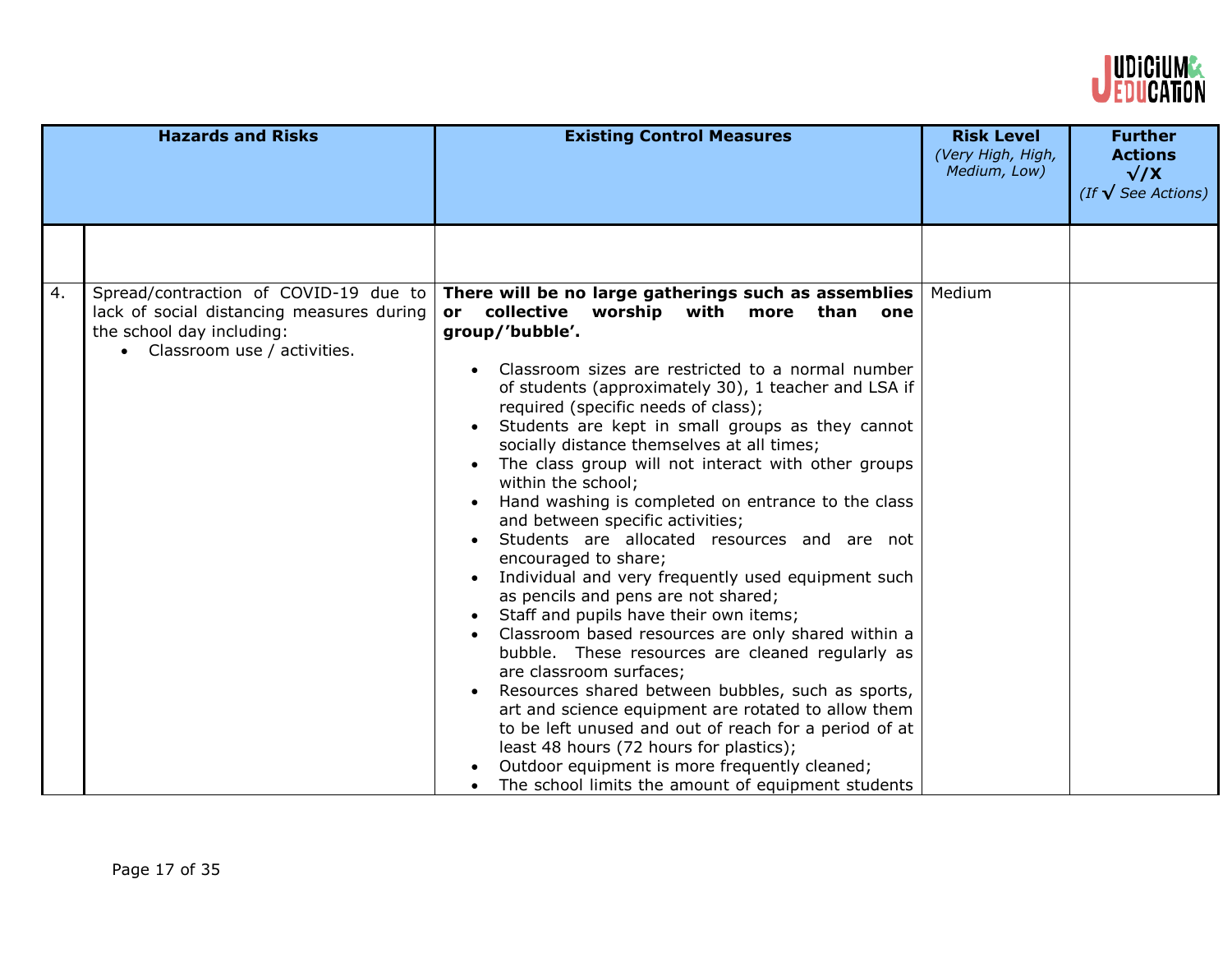| | Hazards and Risks | Existing Control Measures | Risk Level *(Very High, High, Medium, Low)* | Further Actions √/X *(If √ See Actions)* |
|---|---|---|---|---|
| | | | | |
| 4. | Spread/contraction of COVID-19 due to lack of social distancing measures during the school day including: <br>• Classroom use / activities. | **There will be no large gatherings such as assemblies or collective worship with more than one group/'bubble'.** <br><br>• Classroom sizes are restricted to a normal number of students (approximately 30), 1 teacher and LSA if required (specific needs of class);<br>• Students are kept in small groups as they cannot socially distance themselves at all times;<br>• The class group will not interact with other groups within the school;<br>• Hand washing is completed on entrance to the class and between specific activities;<br>• Students are allocated resources and are not encouraged to share;<br>• Individual and very frequently used equipment such as pencils and pens are not shared;<br>• Staff and pupils have their own items;<br>• Classroom based resources are only shared within a bubble. These resources are cleaned regularly as are classroom surfaces;<br>• Resources shared between bubbles, such as sports, art and science equipment are rotated to allow them to be left unused and out of reach for a period of at least 48 hours (72 hours for plastics);<br>• Outdoor equipment is more frequently cleaned;<br>• The school limits the amount of equipment students | Medium | |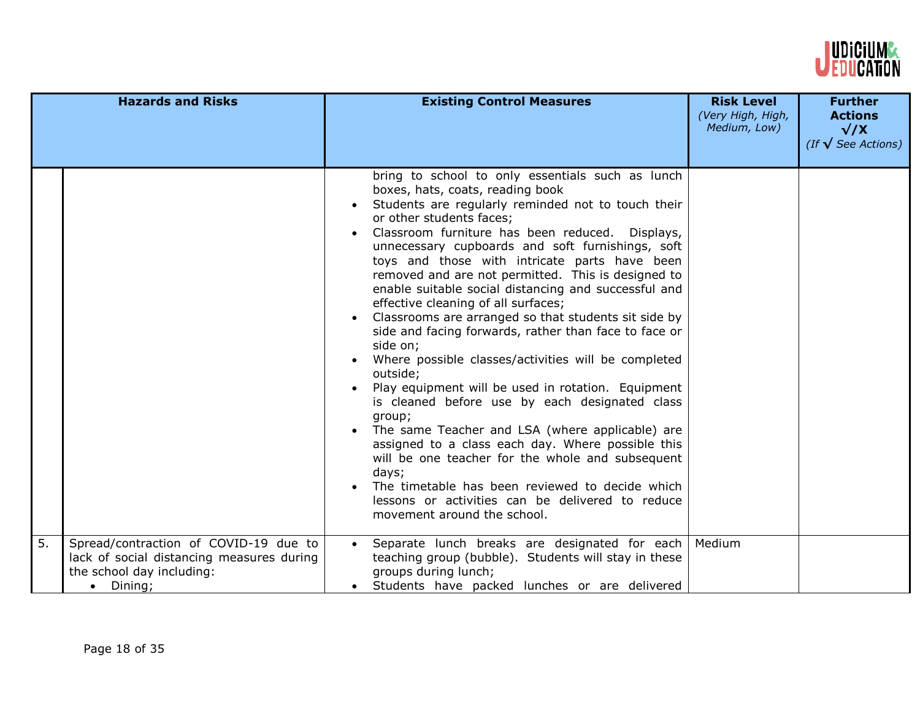| | Hazards and Risks | Existing Control Measures | Risk Level (Very High, High, Medium, Low) | Further Actions √/X (If √ See Actions) |
|---|---|---|---|---|
| | | bring to school to only essentials such as lunch boxes, hats, coats, reading book<br>• Students are regularly reminded not to touch their or other students faces;<br>• Classroom furniture has been reduced. Displays, unnecessary cupboards and soft furnishings, soft toys and those with intricate parts have been removed and are not permitted. This is designed to enable suitable social distancing and successful and effective cleaning of all surfaces;<br>• Classrooms are arranged so that students sit side by side and facing forwards, rather than face to face or side on;<br>• Where possible classes/activities will be completed outside;<br>• Play equipment will be used in rotation. Equipment is cleaned before use by each designated class group;<br>• The same Teacher and LSA (where applicable) are assigned to a class each day. Where possible this will be one teacher for the whole and subsequent days;<br>• The timetable has been reviewed to decide which lessons or activities can be delivered to reduce movement around the school. | | |
| 5. | Spread/contraction of COVID-19 due to lack of social distancing measures during the school day including:<br>• Dining; | • Separate lunch breaks are designated for each teaching group (bubble). Students will stay in these groups during lunch;<br>• Students have packed lunches or are delivered | Medium | |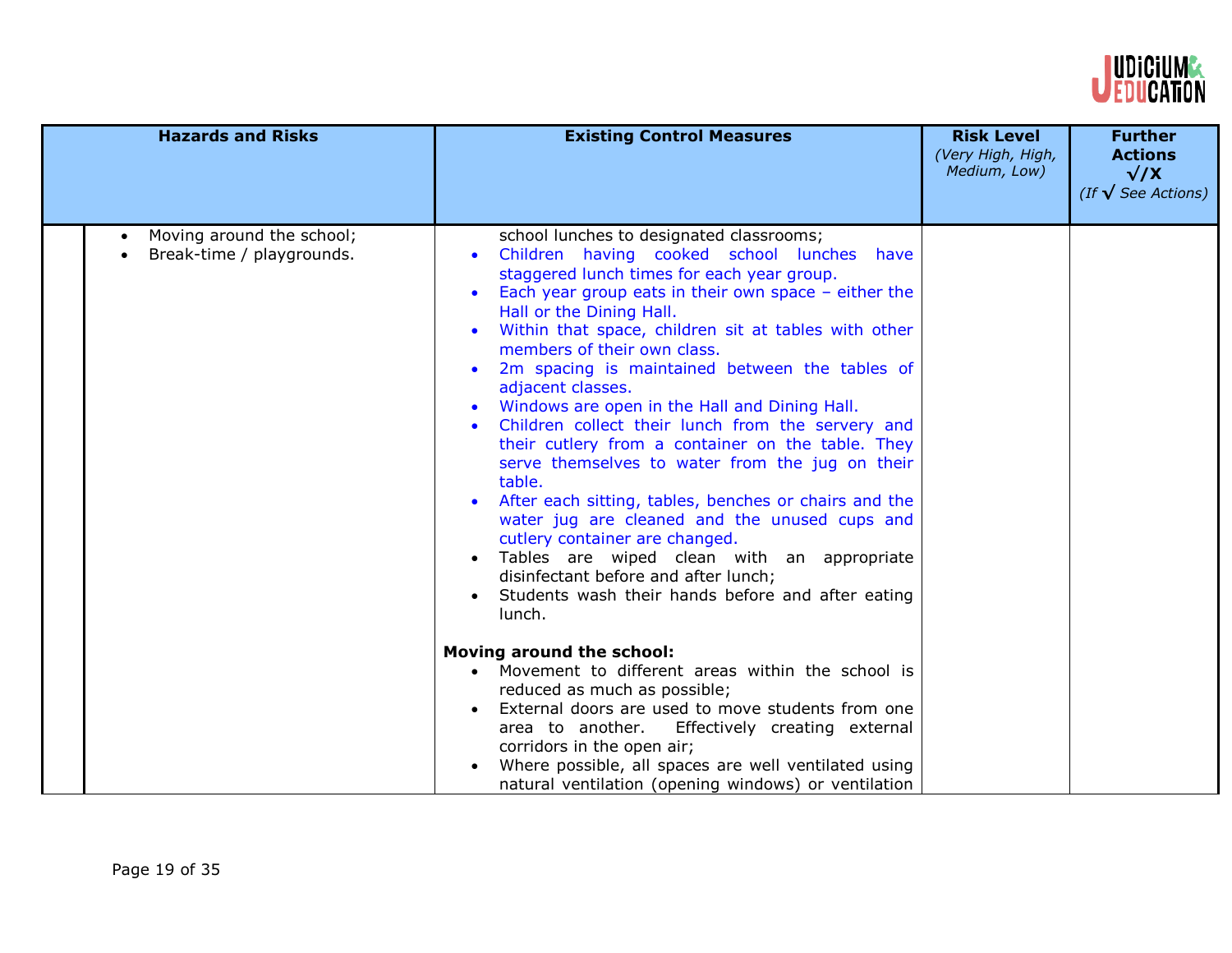| Hazards and Risks | Existing Control Measures | Risk Level (Very High, High, Medium, Low) | Further Actions √/X (If √ See Actions) |
|---|---|---|---|
| • Moving around the school;<br>• Break-time / playgrounds. | school lunches to designated classrooms;<br>• Children having cooked school lunches have staggered lunch times for each year group.<br>• Each year group eats in their own space – either the Hall or the Dining Hall.<br>• Within that space, children sit at tables with other members of their own class.<br>• 2m spacing is maintained between the tables of adjacent classes.<br>• Windows are open in the Hall and Dining Hall.<br>• Children collect their lunch from the servery and their cutlery from a container on the table. They serve themselves to water from the jug on their table.<br>• After each sitting, tables, benches or chairs and the water jug are cleaned and the unused cups and cutlery container are changed.<br>• Tables are wiped clean with an appropriate disinfectant before and after lunch;<br>• Students wash their hands before and after eating lunch.<br><br>**Moving around the school:**<br>• Movement to different areas within the school is reduced as much as possible;<br>• External doors are used to move students from one area to another. Effectively creating external corridors in the open air;<br>• Where possible, all spaces are well ventilated using natural ventilation (opening windows) or ventilation | | |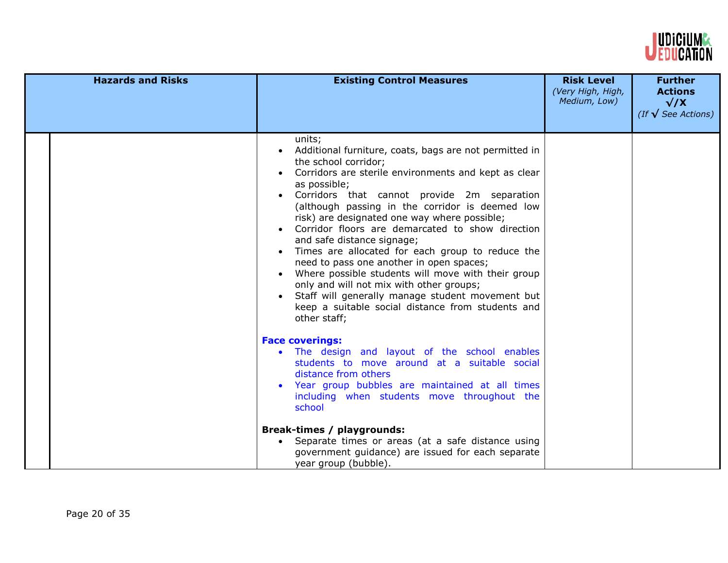| Hazards and Risks | Existing Control Measures | Risk Level *(Very High, High, Medium, Low)* | Further Actions √/X *(If √ See Actions)* |
|---|---|---|---|
| | units;<br>• Additional furniture, coats, bags are not permitted in the school corridor;<br>• Corridors are sterile environments and kept as clear as possible;<br>• Corridors that cannot provide 2m separation (although passing in the corridor is deemed low risk) are designated one way where possible;<br>• Corridor floors are demarcated to show direction and safe distance signage;<br>• Times are allocated for each group to reduce the need to pass one another in open spaces;<br>• Where possible students will move with their group only and will not mix with other groups;<br>• Staff will generally manage student movement but keep a suitable social distance from students and other staff;<br><br>**Face coverings:**<br>• The design and layout of the school enables students to move around at a suitable social distance from others<br>• Year group bubbles are maintained at all times including when students move throughout the school<br><br>**Break-times / playgrounds:**<br>• Separate times or areas (at a safe distance using government guidance) are issued for each separate year group (bubble). | | |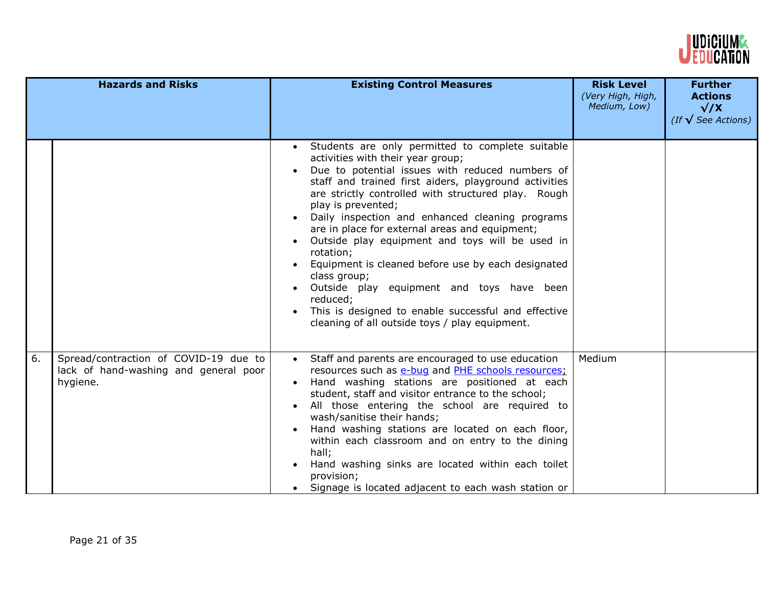| | Hazards and Risks | Existing Control Measures | Risk Level *(Very High, High, Medium, Low)* | Further Actions √/X *(If √ See Actions)* |
|---|---|---|---|---|
| | | • Students are only permitted to complete suitable activities with their year group;<br>• Due to potential issues with reduced numbers of staff and trained first aiders, playground activities are strictly controlled with structured play. Rough play is prevented;<br>• Daily inspection and enhanced cleaning programs are in place for external areas and equipment;<br>• Outside play equipment and toys will be used in rotation;<br>• Equipment is cleaned before use by each designated class group;<br>• Outside play equipment and toys have been reduced;<br>• This is designed to enable successful and effective cleaning of all outside toys / play equipment. | | |
| 6. | Spread/contraction of COVID-19 due to lack of hand-washing and general poor hygiene. | • Staff and parents are encouraged to use education resources such as e-bug and PHE schools resources;<br>• Hand washing stations are positioned at each student, staff and visitor entrance to the school;<br>• All those entering the school are required to wash/sanitise their hands;<br>• Hand washing stations are located on each floor, within each classroom and on entry to the dining hall;<br>• Hand washing sinks are located within each toilet provision;<br>• Signage is located adjacent to each wash station or | Medium | |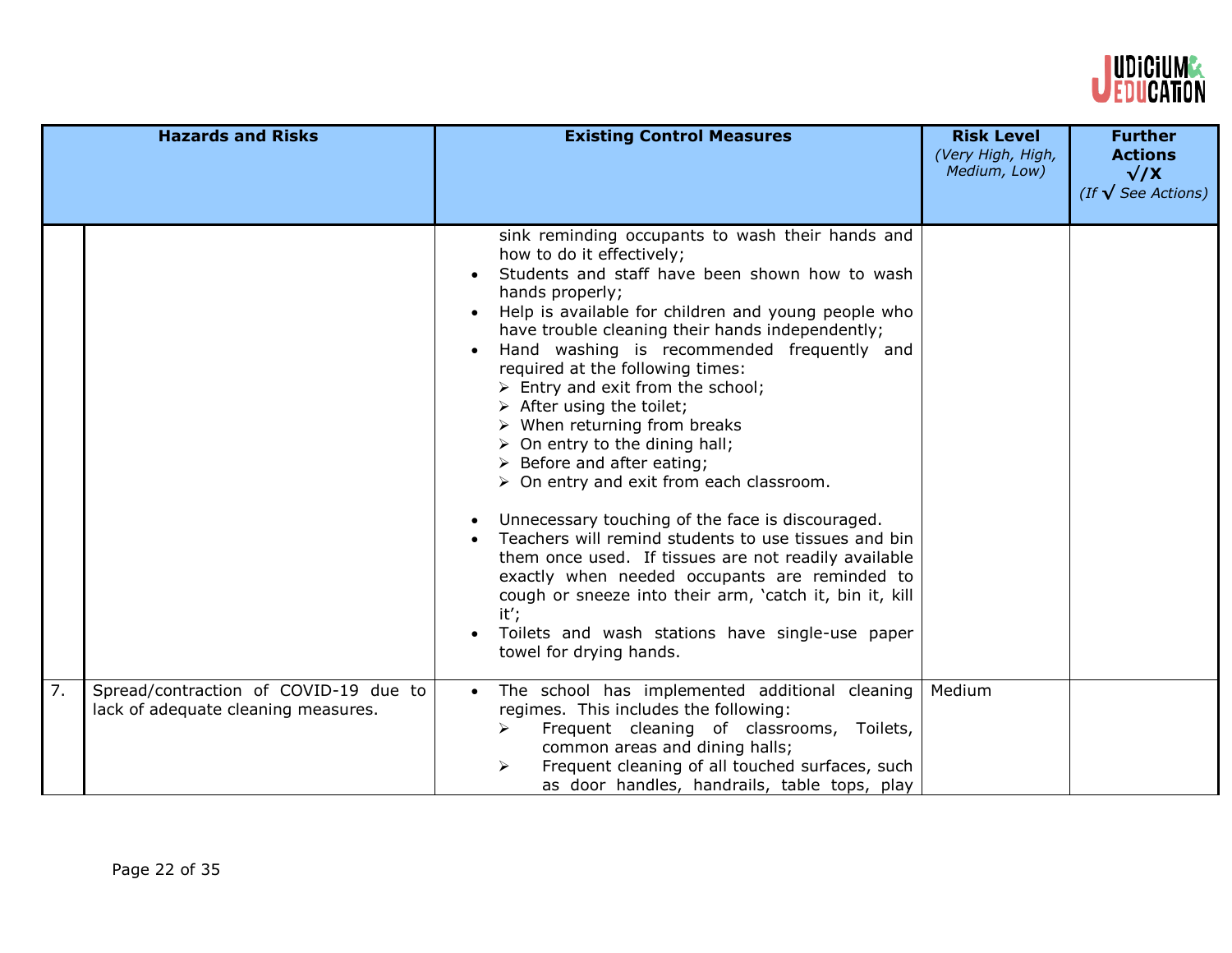| | Hazards and Risks | Existing Control Measures | Risk Level (Very High, High, Medium, Low) | Further Actions √/X (If √ See Actions) |
|---|---|---|---|---|
| | | sink reminding occupants to wash their hands and how to do it effectively;<br>• Students and staff have been shown how to wash hands properly;<br>• Help is available for children and young people who have trouble cleaning their hands independently;<br>• Hand washing is recommended frequently and required at the following times:<br>➢ Entry and exit from the school;<br>➢ After using the toilet;<br>➢ When returning from breaks<br>➢ On entry to the dining hall;<br>➢ Before and after eating;<br>➢ On entry and exit from each classroom.<br><br>• Unnecessary touching of the face is discouraged.<br>• Teachers will remind students to use tissues and bin them once used. If tissues are not readily available exactly when needed occupants are reminded to cough or sneeze into their arm, 'catch it, bin it, kill it';<br>• Toilets and wash stations have single-use paper towel for drying hands. | | |
| 7. | Spread/contraction of COVID-19 due to lack of adequate cleaning measures. | • The school has implemented additional cleaning regimes. This includes the following:<br>➢ Frequent cleaning of classrooms, Toilets, common areas and dining halls;<br>➢ Frequent cleaning of all touched surfaces, such as door handles, handrails, table tops, play | Medium | |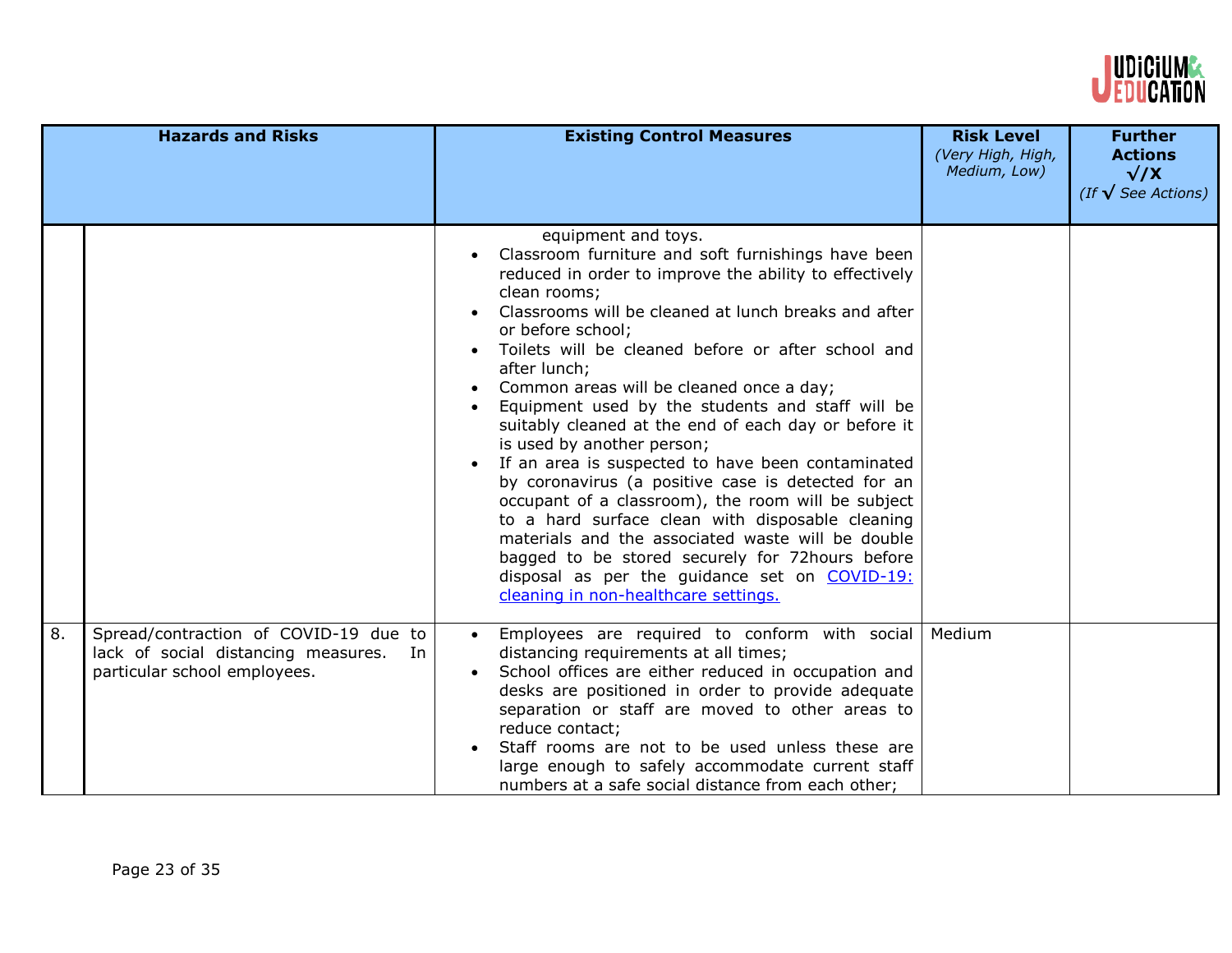| | Hazards and Risks | Existing Control Measures | Risk Level (Very High, High, Medium, Low) | Further Actions √/X (If √ See Actions) |
|---|---|---|---|---|
| | | equipment and toys.<br>• Classroom furniture and soft furnishings have been reduced in order to improve the ability to effectively clean rooms;<br>• Classrooms will be cleaned at lunch breaks and after or before school;<br>• Toilets will be cleaned before or after school and after lunch;<br>• Common areas will be cleaned once a day;<br>• Equipment used by the students and staff will be suitably cleaned at the end of each day or before it is used by another person;<br>• If an area is suspected to have been contaminated by coronavirus (a positive case is detected for an occupant of a classroom), the room will be subject to a hard surface clean with disposable cleaning materials and the associated waste will be double bagged to be stored securely for 72hours before disposal as per the guidance set on COVID-19: cleaning in non-healthcare settings. | | |
| 8. | Spread/contraction of COVID-19 due to lack of social distancing measures. In particular school employees. | • Employees are required to conform with social distancing requirements at all times;<br>• School offices are either reduced in occupation and desks are positioned in order to provide adequate separation or staff are moved to other areas to reduce contact;<br>• Staff rooms are not to be used unless these are large enough to safely accommodate current staff numbers at a safe social distance from each other; | Medium | |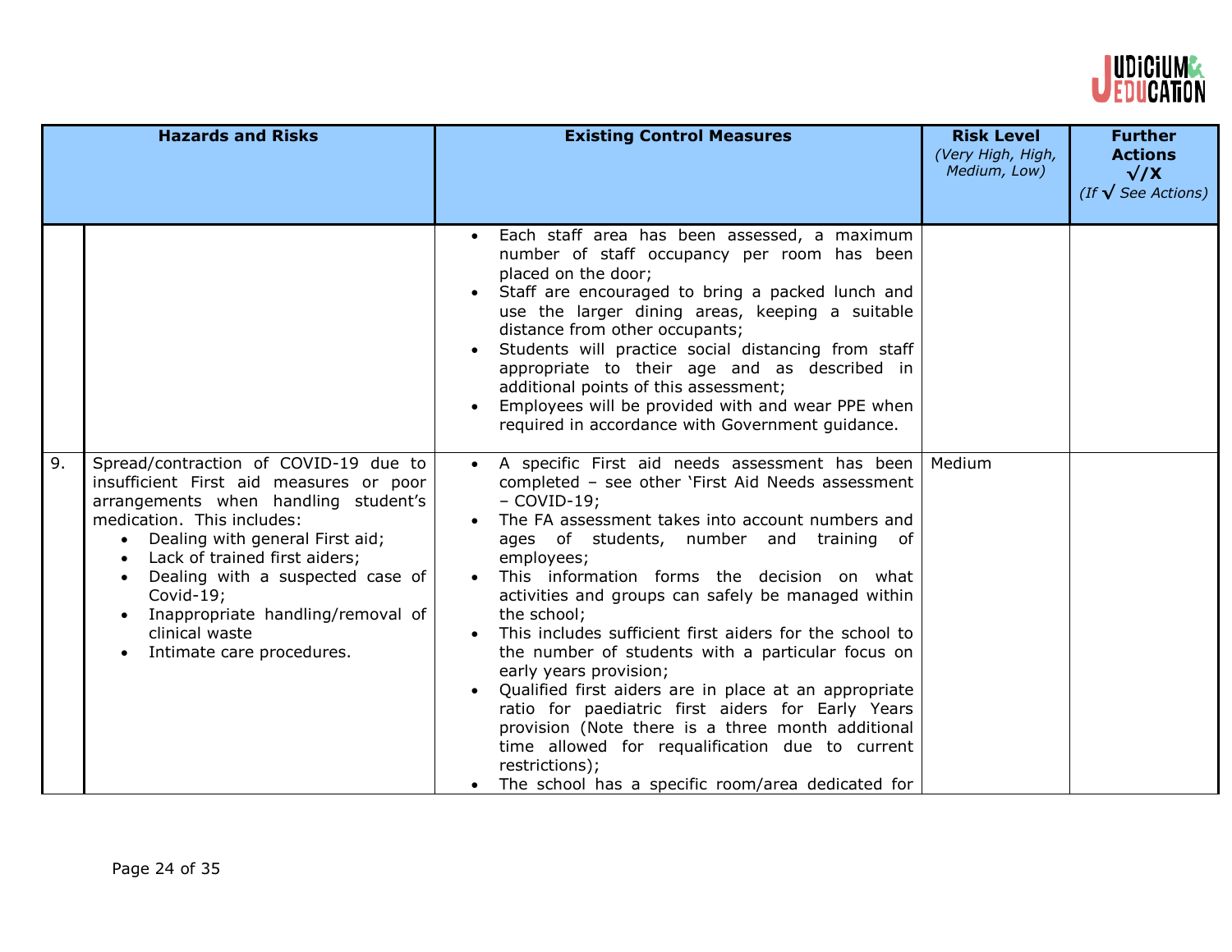| | Hazards and Risks | Existing Control Measures | Risk Level *(Very High, High, Medium, Low)* | Further Actions √/X *(If √ See Actions)* |
|---|---|---|---|---|
| | | • Each staff area has been assessed, a maximum number of staff occupancy per room has been placed on the door;<br>• Staff are encouraged to bring a packed lunch and use the larger dining areas, keeping a suitable distance from other occupants;<br>• Students will practice social distancing from staff appropriate to their age and as described in additional points of this assessment;<br>• Employees will be provided with and wear PPE when required in accordance with Government guidance. | | |
| 9. | Spread/contraction of COVID-19 due to insufficient First aid measures or poor arrangements when handling student's medication. This includes:<br>• Dealing with general First aid;<br>• Lack of trained first aiders;<br>• Dealing with a suspected case of Covid-19;<br>• Inappropriate handling/removal of clinical waste<br>• Intimate care procedures. | • A specific First aid needs assessment has been completed – see other 'First Aid Needs assessment – COVID-19;<br>• The FA assessment takes into account numbers and ages of students, number and training of employees;<br>• This information forms the decision on what activities and groups can safely be managed within the school;<br>• This includes sufficient first aiders for the school to the number of students with a particular focus on early years provision;<br>• Qualified first aiders are in place at an appropriate ratio for paediatric first aiders for Early Years provision (Note there is a three month additional time allowed for requalification due to current restrictions);<br>• The school has a specific room/area dedicated for | Medium | |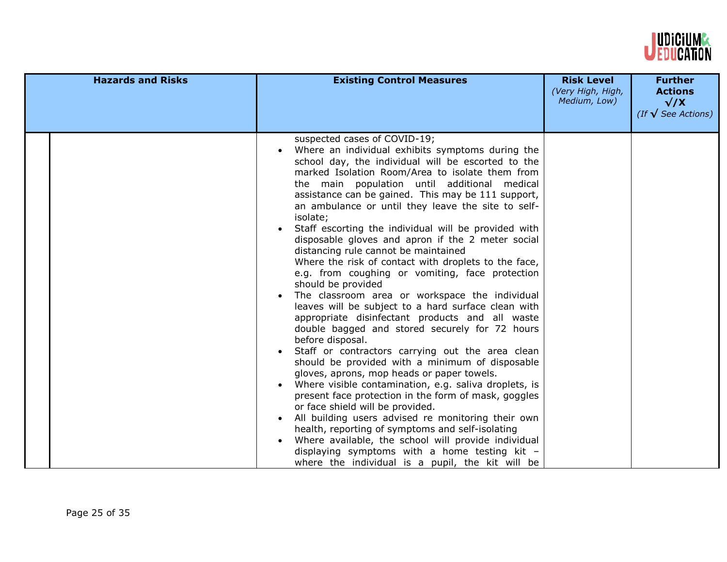| Hazards and Risks | Existing Control Measures | Risk Level (Very High, High, Medium, Low) | Further Actions √/X (If √ See Actions) |
|---|---|---|---|
| | suspected cases of COVID-19;<br>• Where an individual exhibits symptoms during the school day, the individual will be escorted to the marked Isolation Room/Area to isolate them from the main population until additional medical assistance can be gained. This may be 111 support, an ambulance or until they leave the site to self-isolate;<br>• Staff escorting the individual will be provided with disposable gloves and apron if the 2 meter social distancing rule cannot be maintained<br>Where the risk of contact with droplets to the face, e.g. from coughing or vomiting, face protection should be provided<br>• The classroom area or workspace the individual leaves will be subject to a hard surface clean with appropriate disinfectant products and all waste double bagged and stored securely for 72 hours before disposal.<br>• Staff or contractors carrying out the area clean should be provided with a minimum of disposable gloves, aprons, mop heads or paper towels.<br>• Where visible contamination, e.g. saliva droplets, is present face protection in the form of mask, goggles or face shield will be provided.<br>• All building users advised re monitoring their own health, reporting of symptoms and self-isolating<br>• Where available, the school will provide individual displaying symptoms with a home testing kit – where the individual is a pupil, the kit will be | | |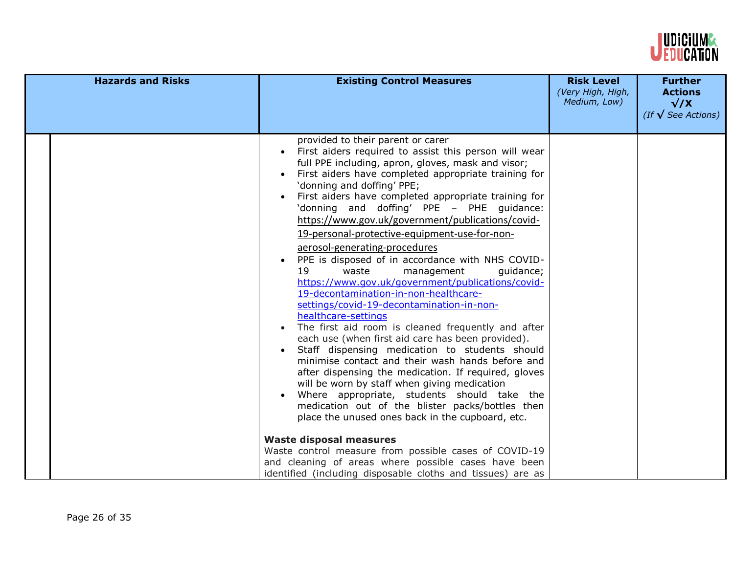| Hazards and Risks | Existing Control Measures | Risk Level *(Very High, High, Medium, Low)* | Further Actions √/X *(If √ See Actions)* |
|---|---|---|---|
| | provided to their parent or carer<br>• First aiders required to assist this person will wear full PPE including, apron, gloves, mask and visor;<br>• First aiders have completed appropriate training for 'donning and doffing' PPE;<br>• First aiders have completed appropriate training for 'donning and doffing' PPE – PHE guidance: https://www.gov.uk/government/publications/covid-19-personal-protective-equipment-use-for-non-aerosol-generating-procedures<br>• PPE is disposed of in accordance with NHS COVID-19 waste management guidance; https://www.gov.uk/government/publications/covid-19-decontamination-in-non-healthcare-settings/covid-19-decontamination-in-non-healthcare-settings<br>• The first aid room is cleaned frequently and after each use (when first aid care has been provided).<br>• Staff dispensing medication to students should minimise contact and their wash hands before and after dispensing the medication. If required, gloves will be worn by staff when giving medication<br>• Where appropriate, students should take the medication out of the blister packs/bottles then place the unused ones back in the cupboard, etc.<br><br>**Waste disposal measures**<br>Waste control measure from possible cases of COVID-19 and cleaning of areas where possible cases have been identified (including disposable cloths and tissues) are as | | |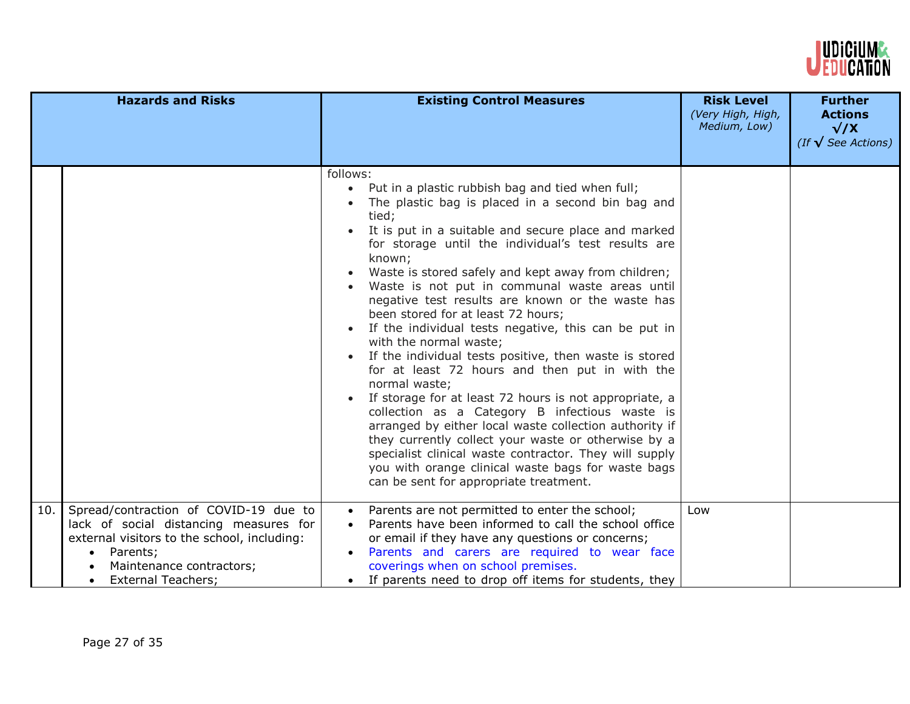| | Hazards and Risks | Existing Control Measures | Risk Level *(Very High, High, Medium, Low)* | Further Actions √/X *(If √ See Actions)* |
|---|---|---|---|---|
| | | follows:<br>• Put in a plastic rubbish bag and tied when full;<br>• The plastic bag is placed in a second bin bag and tied;<br>• It is put in a suitable and secure place and marked for storage until the individual's test results are known;<br>• Waste is stored safely and kept away from children;<br>• Waste is not put in communal waste areas until negative test results are known or the waste has been stored for at least 72 hours;<br>• If the individual tests negative, this can be put in with the normal waste;<br>• If the individual tests positive, then waste is stored for at least 72 hours and then put in with the normal waste;<br>• If storage for at least 72 hours is not appropriate, a collection as a Category B infectious waste is arranged by either local waste collection authority if they currently collect your waste or otherwise by a specialist clinical waste contractor. They will supply you with orange clinical waste bags for waste bags can be sent for appropriate treatment. | | |
| 10. | Spread/contraction of COVID-19 due to lack of social distancing measures for external visitors to the school, including:<br>• Parents;<br>• Maintenance contractors;<br>• External Teachers; | • Parents are not permitted to enter the school;<br>• Parents have been informed to call the school office or email if they have any questions or concerns;<br>• Parents and carers are required to wear face coverings when on school premises.<br>• If parents need to drop off items for students, they | Low | |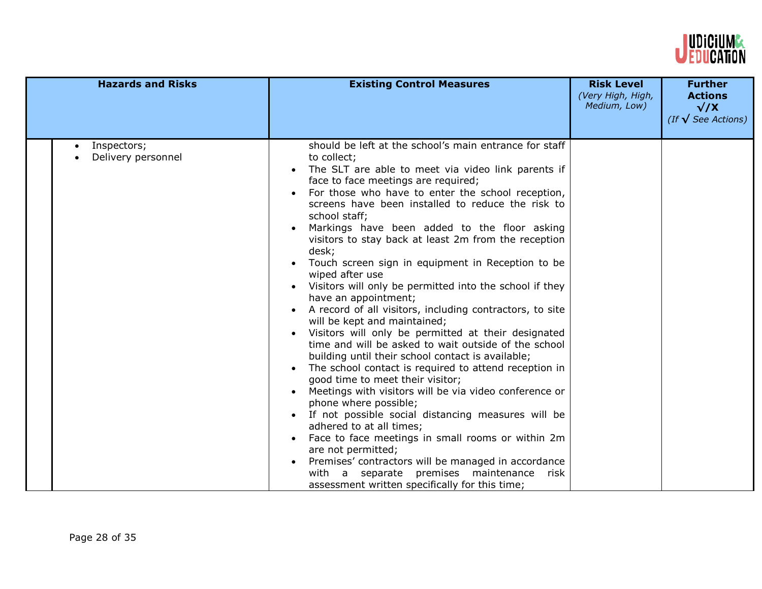| Hazards and Risks | Existing Control Measures | Risk Level *(Very High, High, Medium, Low)* | Further Actions √/X *(If √ See Actions)* |
|---|---|---|---|
| • Inspectors;<br>• Delivery personnel | should be left at the school's main entrance for staff to collect;<br>• The SLT are able to meet via video link parents if face to face meetings are required;<br>• For those who have to enter the school reception, screens have been installed to reduce the risk to school staff;<br>• Markings have been added to the floor asking visitors to stay back at least 2m from the reception desk;<br>• Touch screen sign in equipment in Reception to be wiped after use<br>• Visitors will only be permitted into the school if they have an appointment;<br>• A record of all visitors, including contractors, to site will be kept and maintained;<br>• Visitors will only be permitted at their designated time and will be asked to wait outside of the school building until their school contact is available;<br>• The school contact is required to attend reception in good time to meet their visitor;<br>• Meetings with visitors will be via video conference or phone where possible;<br>• If not possible social distancing measures will be adhered to at all times;<br>• Face to face meetings in small rooms or within 2m are not permitted;<br>• Premises' contractors will be managed in accordance with a separate premises maintenance risk assessment written specifically for this time; | | |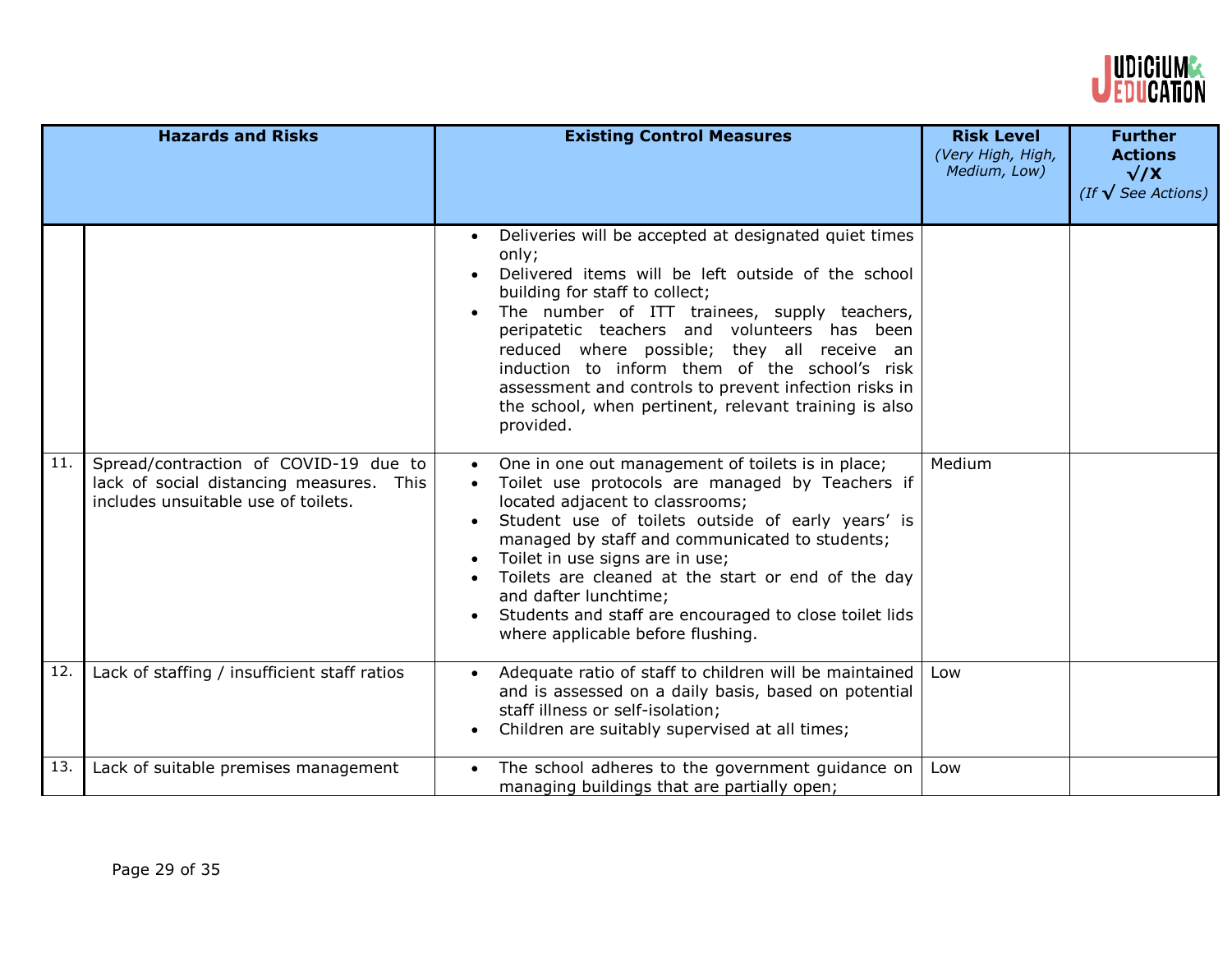| | Hazards and Risks | Existing Control Measures | Risk Level *(Very High, High, Medium, Low)* | Further Actions √/X *(If √ See Actions)* |
|---|---|---|---|---|
| | | • Deliveries will be accepted at designated quiet times only;<br>• Delivered items will be left outside of the school building for staff to collect;<br>• The number of ITT trainees, supply teachers, peripatetic teachers and volunteers has been reduced where possible; they all receive an induction to inform them of the school's risk assessment and controls to prevent infection risks in the school, when pertinent, relevant training is also provided. | | |
| 11. | Spread/contraction of COVID-19 due to lack of social distancing measures. This includes unsuitable use of toilets. | • One in one out management of toilets is in place;<br>• Toilet use protocols are managed by Teachers if located adjacent to classrooms;<br>• Student use of toilets outside of early years' is managed by staff and communicated to students;<br>• Toilet in use signs are in use;<br>• Toilets are cleaned at the start or end of the day and dafter lunchtime;<br>• Students and staff are encouraged to close toilet lids where applicable before flushing. | Medium | |
| 12. | Lack of staffing / insufficient staff ratios | • Adequate ratio of staff to children will be maintained and is assessed on a daily basis, based on potential staff illness or self-isolation;<br>• Children are suitably supervised at all times; | Low | |
| 13. | Lack of suitable premises management | • The school adheres to the government guidance on managing buildings that are partially open; | Low | |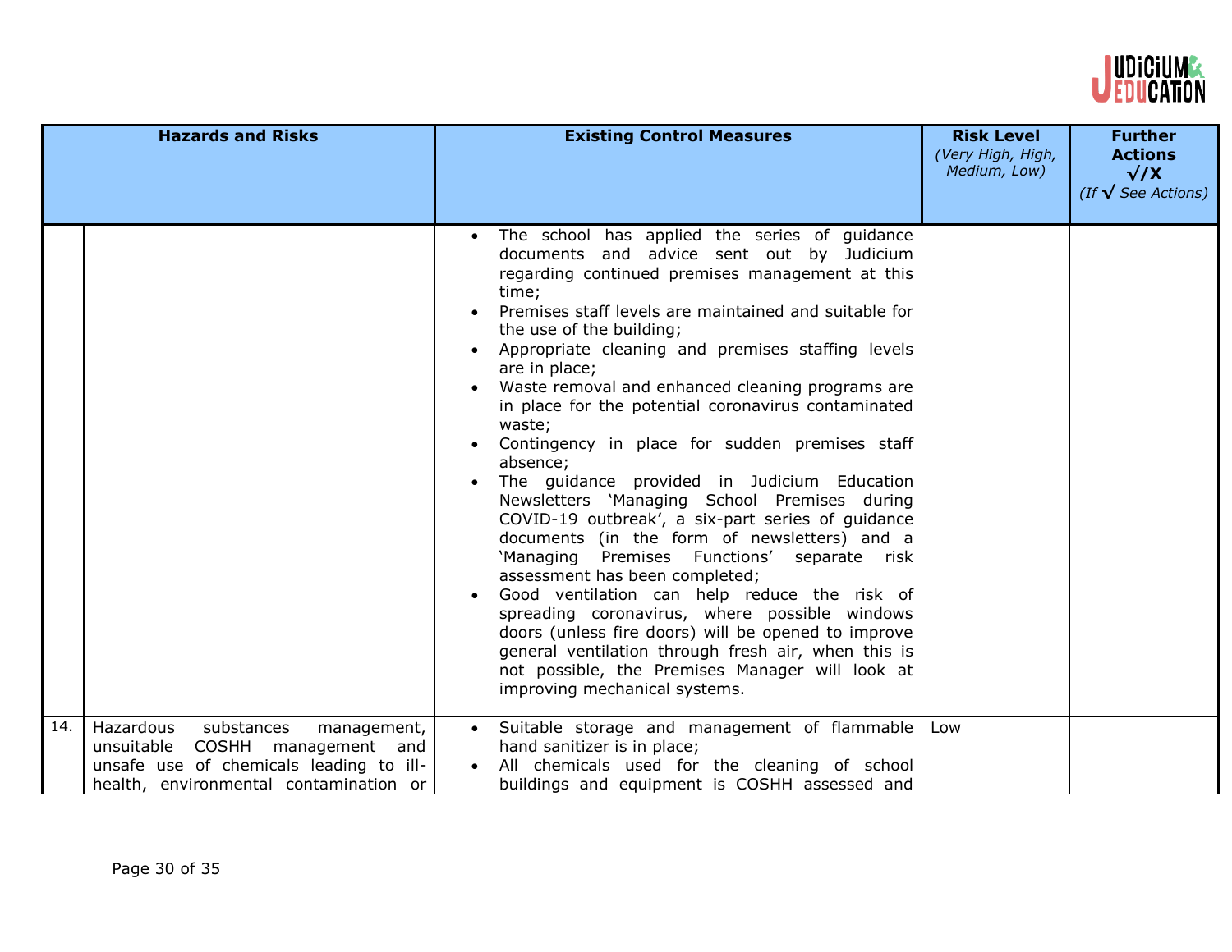| | Hazards and Risks | Existing Control Measures | Risk Level *(Very High, High, Medium, Low)* | Further Actions √/X *(If √ See Actions)* |
|---|---|---|---|---|
| | | • The school has applied the series of guidance documents and advice sent out by Judicium regarding continued premises management at this time;<br>• Premises staff levels are maintained and suitable for the use of the building;<br>• Appropriate cleaning and premises staffing levels are in place;<br>• Waste removal and enhanced cleaning programs are in place for the potential coronavirus contaminated waste;<br>• Contingency in place for sudden premises staff absence;<br>• The guidance provided in Judicium Education Newsletters 'Managing School Premises during COVID-19 outbreak', a six-part series of guidance documents (in the form of newsletters) and a 'Managing Premises Functions' separate risk assessment has been completed;<br>• Good ventilation can help reduce the risk of spreading coronavirus, where possible windows doors (unless fire doors) will be opened to improve general ventilation through fresh air, when this is not possible, the Premises Manager will look at improving mechanical systems. | | |
| 14. | Hazardous substances management, unsuitable COSHH management and unsafe use of chemicals leading to ill-health, environmental contamination or | • Suitable storage and management of flammable hand sanitizer is in place;<br>• All chemicals used for the cleaning of school buildings and equipment is COSHH assessed and | Low | |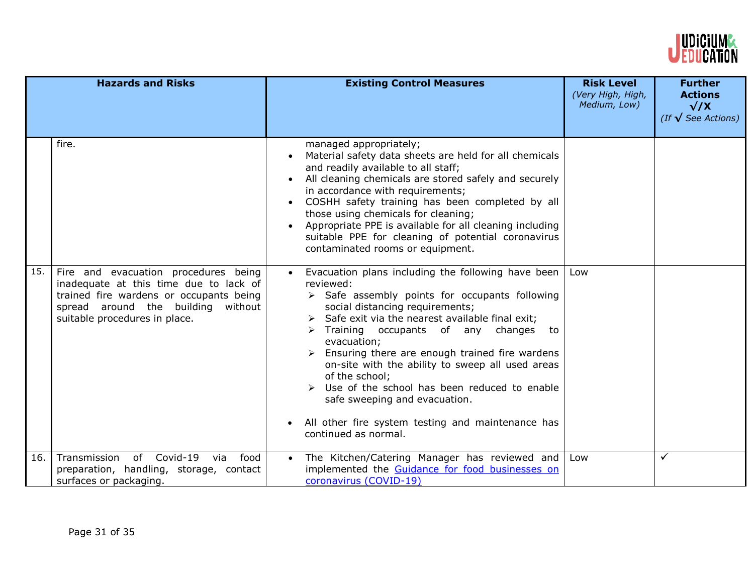| | Hazards and Risks | Existing Control Measures | Risk Level *(Very High, High, Medium, Low)* | Further Actions √/X *(If √ See Actions)* |
|---|---|---|---|---|
| | fire. | managed appropriately;<br>• Material safety data sheets are held for all chemicals and readily available to all staff;<br>• All cleaning chemicals are stored safely and securely in accordance with requirements;<br>• COSHH safety training has been completed by all those using chemicals for cleaning;<br>• Appropriate PPE is available for all cleaning including suitable PPE for cleaning of potential coronavirus contaminated rooms or equipment. | | |
| 15. | Fire and evacuation procedures being inadequate at this time due to lack of trained fire wardens or occupants being spread around the building without suitable procedures in place. | • Evacuation plans including the following have been reviewed:<br>➢ Safe assembly points for occupants following social distancing requirements;<br>➢ Safe exit via the nearest available final exit;<br>➢ Training occupants of any changes to evacuation;<br>➢ Ensuring there are enough trained fire wardens on-site with the ability to sweep all used areas of the school;<br>➢ Use of the school has been reduced to enable safe sweeping and evacuation.<br><br>• All other fire system testing and maintenance has continued as normal. | Low | |
| 16. | Transmission of Covid-19 via food preparation, handling, storage, contact surfaces or packaging. | • The Kitchen/Catering Manager has reviewed and implemented the [Guidance for food businesses on coronavirus (COVID-19)]() | Low | ✓ |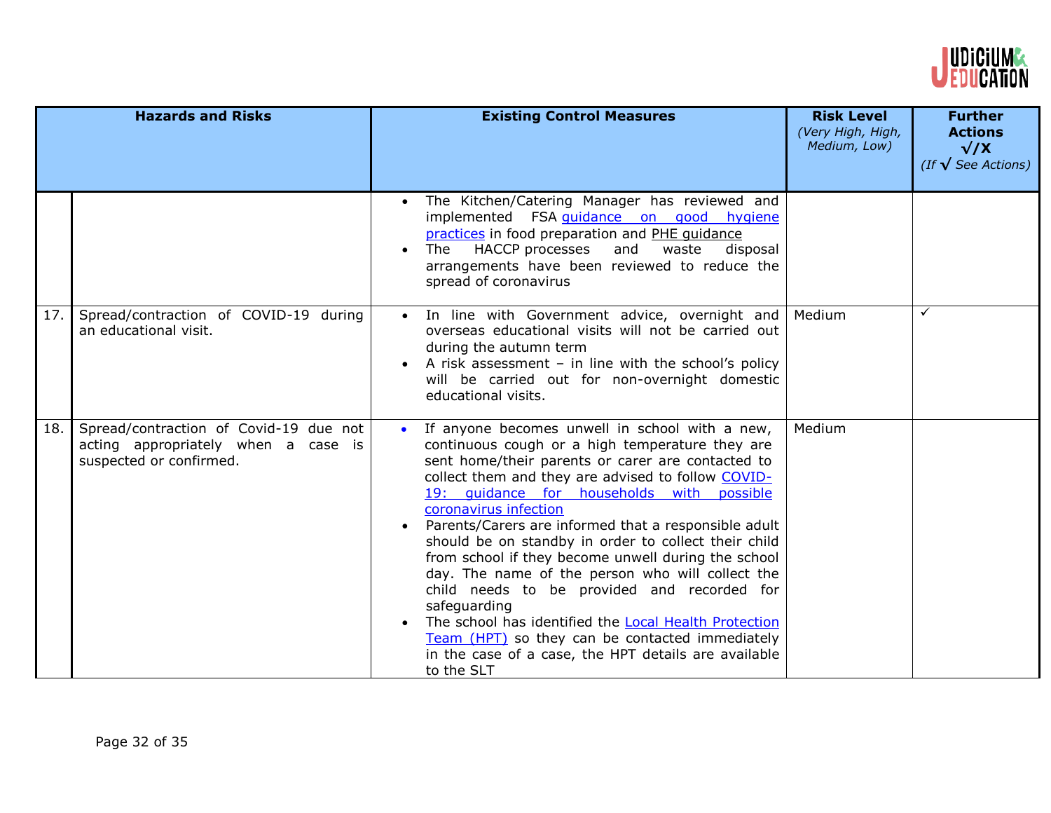| | Hazards and Risks | Existing Control Measures | Risk Level *(Very High, High, Medium, Low)* | Further Actions √/X *(If √ See Actions)* |
|---|---|---|---|---|
| | | • The Kitchen/Catering Manager has reviewed and implemented FSA guidance on good hygiene practices in food preparation and PHE guidance<br>• The HACCP processes and waste disposal arrangements have been reviewed to reduce the spread of coronavirus | | |
| 17. | Spread/contraction of COVID-19 during an educational visit. | • In line with Government advice, overnight and overseas educational visits will not be carried out during the autumn term<br>• A risk assessment – in line with the school's policy will be carried out for non-overnight domestic educational visits. | Medium | ✓ |
| 18. | Spread/contraction of Covid-19 due not acting appropriately when a case is suspected or confirmed. | • If anyone becomes unwell in school with a new, continuous cough or a high temperature they are sent home/their parents or carer are contacted to collect them and they are advised to follow COVID-19: guidance for households with possible coronavirus infection<br>• Parents/Carers are informed that a responsible adult should be on standby in order to collect their child from school if they become unwell during the school day. The name of the person who will collect the child needs to be provided and recorded for safeguarding<br>• The school has identified the Local Health Protection Team (HPT) so they can be contacted immediately in the case of a case, the HPT details are available to the SLT | Medium | |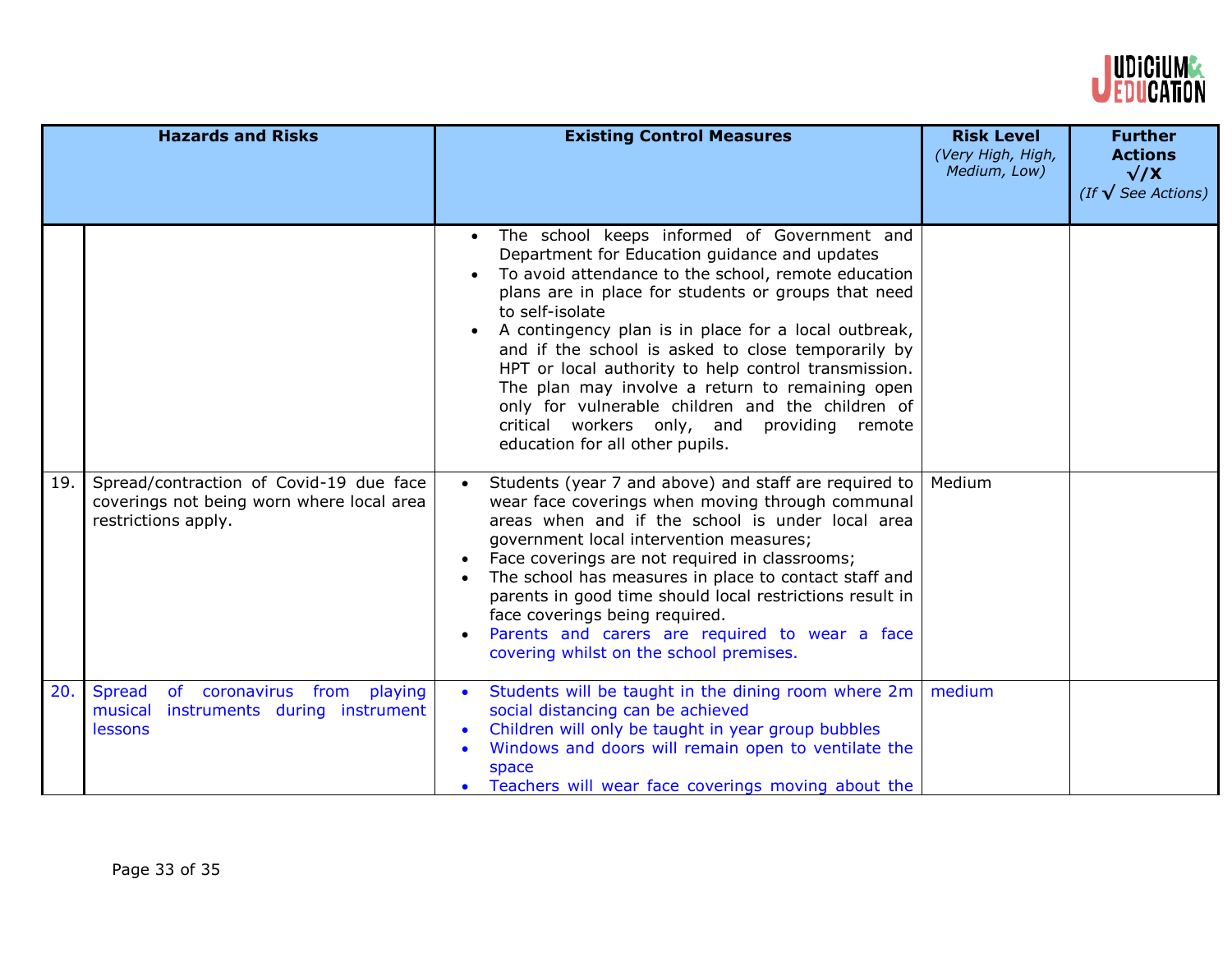| | Hazards and Risks | Existing Control Measures | Risk Level *(Very High, High, Medium, Low)* | Further Actions √/X *(If √ See Actions)* |
|---|---|---|---|---|
| | | • The school keeps informed of Government and Department for Education guidance and updates<br>• To avoid attendance to the school, remote education plans are in place for students or groups that need to self-isolate<br>• A contingency plan is in place for a local outbreak, and if the school is asked to close temporarily by HPT or local authority to help control transmission. The plan may involve a return to remaining open only for vulnerable children and the children of critical workers only, and providing remote education for all other pupils. | | |
| 19. | Spread/contraction of Covid-19 due face coverings not being worn where local area restrictions apply. | • Students (year 7 and above) and staff are required to wear face coverings when moving through communal areas when and if the school is under local area government local intervention measures;<br>• Face coverings are not required in classrooms;<br>• The school has measures in place to contact staff and parents in good time should local restrictions result in face coverings being required.<br>• Parents and carers are required to wear a face covering whilst on the school premises. | Medium | |
| 20. | Spread of coronavirus from playing musical instruments during instrument lessons | • Students will be taught in the dining room where 2m social distancing can be achieved<br>• Children will only be taught in year group bubbles<br>• Windows and doors will remain open to ventilate the space<br>• Teachers will wear face coverings moving about the | medium | |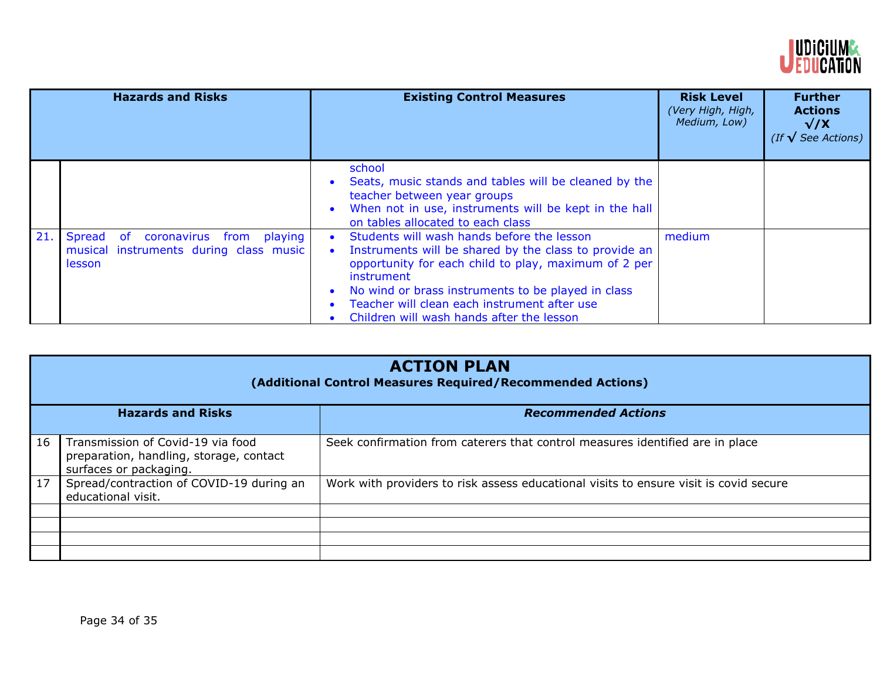| | Hazards and Risks | Existing Control Measures | Risk Level *(Very High, High, Medium, Low)* | Further Actions √/X *(If √ See Actions)* |
|---|---|---|---|---|
| | | school<br>• Seats, music stands and tables will be cleaned by the teacher between year groups<br>• When not in use, instruments will be kept in the hall on tables allocated to each class | | |
| 21. | Spread of coronavirus from playing musical instruments during class music lesson | • Students will wash hands before the lesson<br>• Instruments will be shared by the class to provide an opportunity for each child to play, maximum of 2 per instrument<br>• No wind or brass instruments to be played in class<br>• Teacher will clean each instrument after use<br>• Children will wash hands after the lesson | medium | |

## ACTION PLAN

**(Additional Control Measures Required/Recommended Actions)**

| | Hazards and Risks | *Recommended Actions* |
|---|---|---|
| 16 | Transmission of Covid-19 via food preparation, handling, storage, contact surfaces or packaging. | Seek confirmation from caterers that control measures identified are in place |
| 17 | Spread/contraction of COVID-19 during an educational visit. | Work with providers to risk assess educational visits to ensure visit is covid secure |
| | | |
| | | |
| | | |
| | | |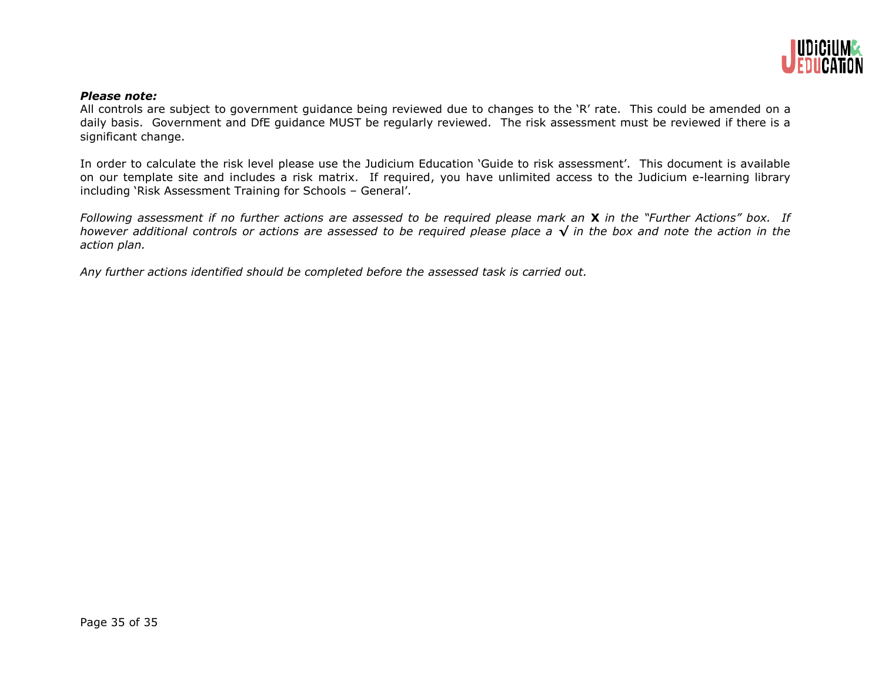***Please note:***

All controls are subject to government guidance being reviewed due to changes to the 'R' rate. This could be amended on a daily basis. Government and DfE guidance MUST be regularly reviewed. The risk assessment must be reviewed if there is a significant change.

In order to calculate the risk level please use the Judicium Education 'Guide to risk assessment'. This document is available on our template site and includes a risk matrix. If required, you have unlimited access to the Judicium e-learning library including 'Risk Assessment Training for Schools – General'.

*Following assessment if no further actions are assessed to be required please mark an* **X** *in the "Further Actions" box. If however additional controls or actions are assessed to be required please place a* **√** *in the box and note the action in the action plan.*

*Any further actions identified should be completed before the assessed task is carried out.*